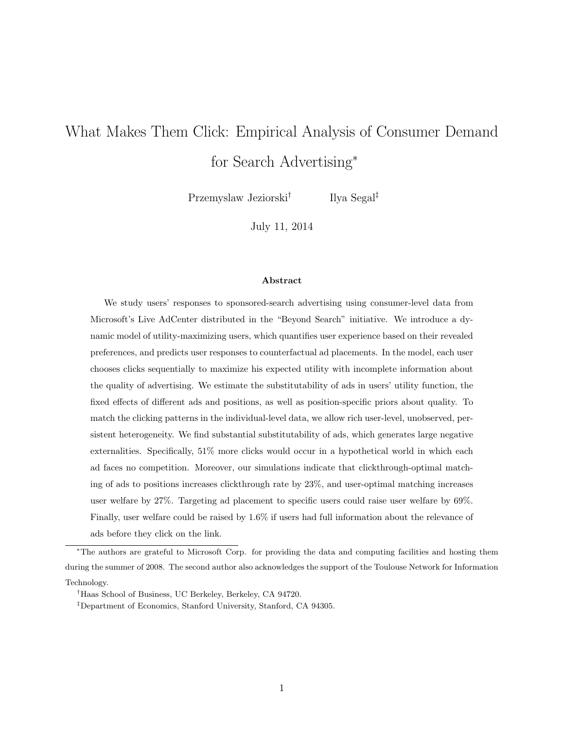# What Makes Them Click: Empirical Analysis of Consumer Demand for Search Advertising*

Przemyslaw Jeziorski† Ilya Segal‡

July 11, 2014

### Abstract

We study users' responses to sponsored-search advertising using consumer-level data from Microsoft's Live AdCenter distributed in the "Beyond Search" initiative. We introduce a dynamic model of utility-maximizing users, which quantifies user experience based on their revealed preferences, and predicts user responses to counterfactual ad placements. In the model, each user chooses clicks sequentially to maximize his expected utility with incomplete information about the quality of advertising. We estimate the substitutability of ads in users' utility function, the fixed effects of different ads and positions, as well as position-specific priors about quality. To match the clicking patterns in the individual-level data, we allow rich user-level, unobserved, persistent heterogeneity. We find substantial substitutability of ads, which generates large negative externalities. Specifically, 51% more clicks would occur in a hypothetical world in which each ad faces no competition. Moreover, our simulations indicate that clickthrough-optimal matching of ads to positions increases clickthrough rate by 23%, and user-optimal matching increases user welfare by 27%. Targeting ad placement to specific users could raise user welfare by 69%. Finally, user welfare could be raised by 1.6% if users had full information about the relevance of ads before they click on the link.

---

*The authors are grateful to Microsoft Corp. for providing the data and computing facilities and hosting them during the summer of 2008. The second author also acknowledges the support of the Toulouse Network for Information Technology.

†Haas School of Business, UC Berkeley, Berkeley, CA 94720.

‡Department of Economics, Stanford University, Stanford, CA 94305.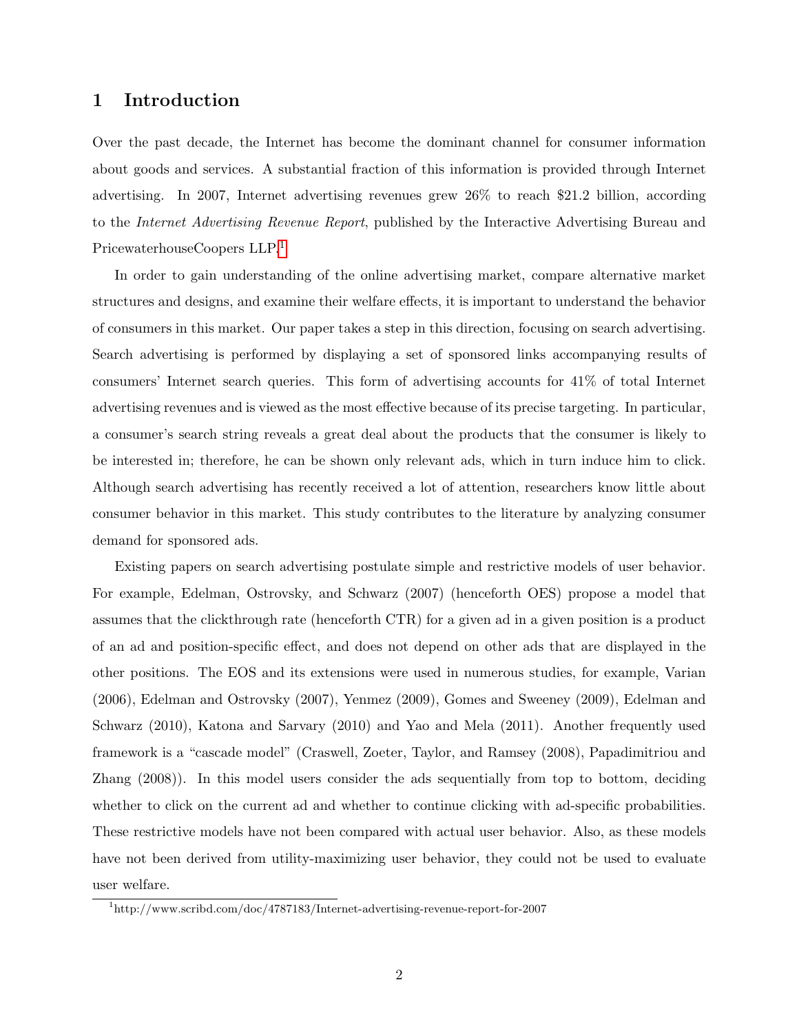# 1 Introduction

Over the past decade, the Internet has become the dominant channel for consumer information about goods and services. A substantial fraction of this information is provided through Internet advertising. In 2007, Internet advertising revenues grew 26% to reach $21.2 billion, according to the *Internet Advertising Revenue Report*, published by the Interactive Advertising Bureau and PricewaterhouseCoopers LLP.[1]

In order to gain understanding of the online advertising market, compare alternative market structures and designs, and examine their welfare effects, it is important to understand the behavior of consumers in this market. Our paper takes a step in this direction, focusing on search advertising. Search advertising is performed by displaying a set of sponsored links accompanying results of consumers' Internet search queries. This form of advertising accounts for 41% of total Internet advertising revenues and is viewed as the most effective because of its precise targeting. In particular, a consumer's search string reveals a great deal about the products that the consumer is likely to be interested in; therefore, he can be shown only relevant ads, which in turn induce him to click. Although search advertising has recently received a lot of attention, researchers know little about consumer behavior in this market. This study contributes to the literature by analyzing consumer demand for sponsored ads.

Existing papers on search advertising postulate simple and restrictive models of user behavior. For example, Edelman, Ostrovsky, and Schwarz (2007) (henceforth OES) propose a model that assumes that the clickthrough rate (henceforth CTR) for a given ad in a given position is a product of an ad and position-specific effect, and does not depend on other ads that are displayed in the other positions. The EOS and its extensions were used in numerous studies, for example, Varian (2006), Edelman and Ostrovsky (2007), Yenmez (2009), Gomes and Sweeney (2009), Edelman and Schwarz (2010), Katona and Sarvary (2010) and Yao and Mela (2011). Another frequently used framework is a "cascade model" (Craswell, Zoeter, Taylor, and Ramsey (2008), Papadimitriou and Zhang (2008)). In this model users consider the ads sequentially from top to bottom, deciding whether to click on the current ad and whether to continue clicking with ad-specific probabilities. These restrictive models have not been compared with actual user behavior. Also, as these models have not been derived from utility-maximizing user behavior, they could not be used to evaluate user welfare.

[1] http://www.scribd.com/doc/4787183/Internet-advertising-revenue-report-for-2007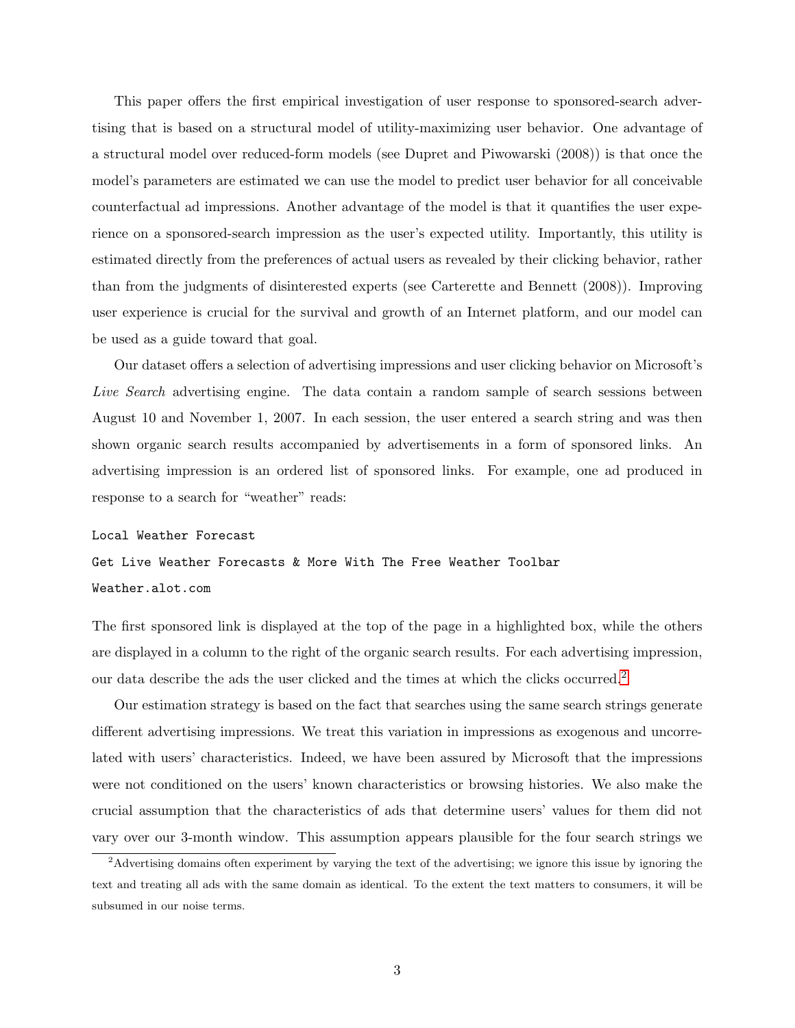This paper offers the first empirical investigation of user response to sponsored-search advertising that is based on a structural model of utility-maximizing user behavior. One advantage of a structural model over reduced-form models (see Dupret and Piwowarski (2008)) is that once the model's parameters are estimated we can use the model to predict user behavior for all conceivable counterfactual ad impressions. Another advantage of the model is that it quantifies the user experience on a sponsored-search impression as the user's expected utility. Importantly, this utility is estimated directly from the preferences of actual users as revealed by their clicking behavior, rather than from the judgments of disinterested experts (see Carterette and Bennett (2008)). Improving user experience is crucial for the survival and growth of an Internet platform, and our model can be used as a guide toward that goal.

Our dataset offers a selection of advertising impressions and user clicking behavior on Microsoft's *Live Search* advertising engine. The data contain a random sample of search sessions between August 10 and November 1, 2007. In each session, the user entered a search string and was then shown organic search results accompanied by advertisements in a form of sponsored links. An advertising impression is an ordered list of sponsored links. For example, one ad produced in response to a search for "weather" reads:

```
Local Weather Forecast
Get Live Weather Forecasts & More With The Free Weather Toolbar
Weather.alot.com
```

The first sponsored link is displayed at the top of the page in a highlighted box, while the others are displayed in a column to the right of the organic search results. For each advertising impression, our data describe the ads the user clicked and the times at which the clicks occurred.[2]

Our estimation strategy is based on the fact that searches using the same search strings generate different advertising impressions. We treat this variation in impressions as exogenous and uncorrelated with users' characteristics. Indeed, we have been assured by Microsoft that the impressions were not conditioned on the users' known characteristics or browsing histories. We also make the crucial assumption that the characteristics of ads that determine users' values for them did not vary over our 3-month window. This assumption appears plausible for the four search strings we

[2] Advertising domains often experiment by varying the text of the advertising; we ignore this issue by ignoring the text and treating all ads with the same domain as identical. To the extent the text matters to consumers, it will be subsumed in our noise terms.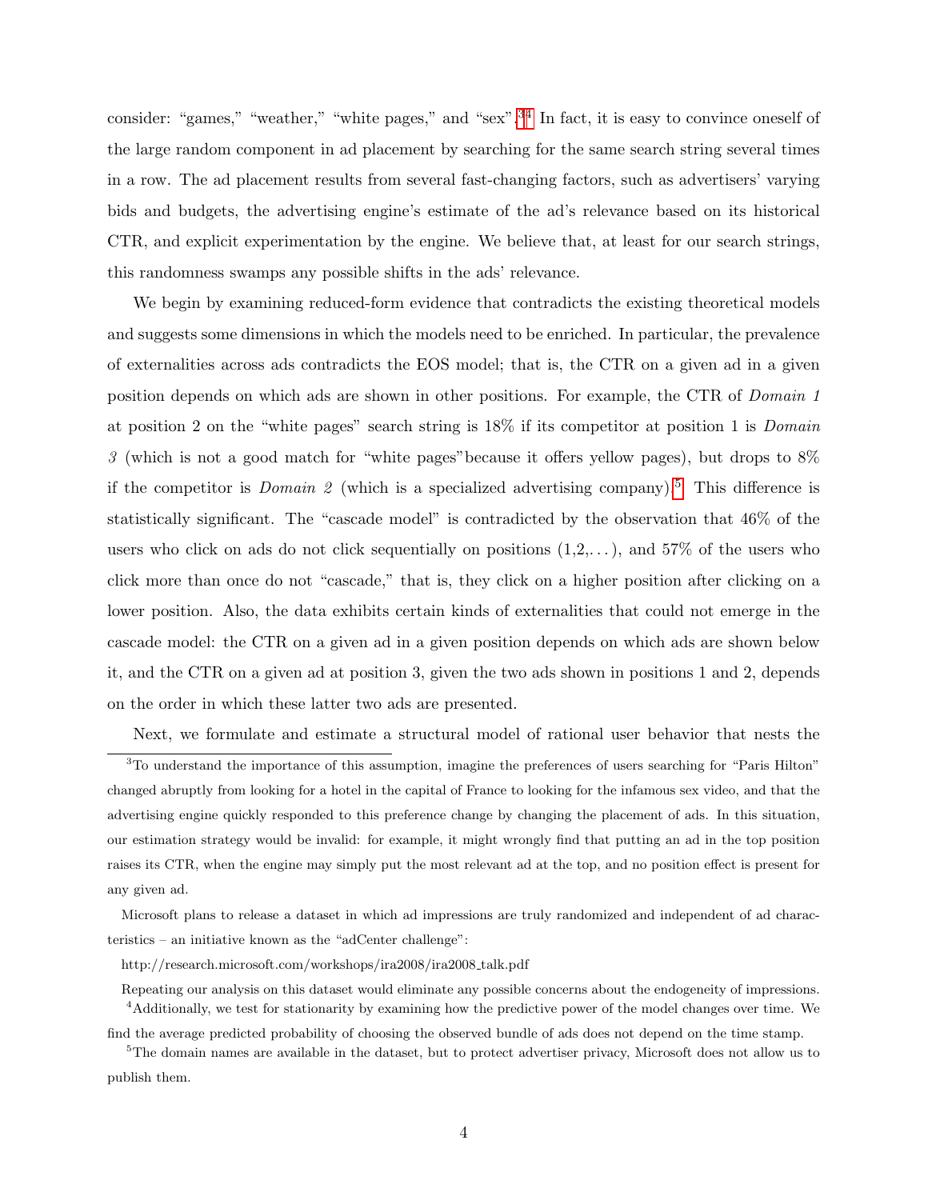consider: "games," "weather," "white pages," and "sex".[3,4] In fact, it is easy to convince oneself of the large random component in ad placement by searching for the same search string several times in a row. The ad placement results from several fast-changing factors, such as advertisers' varying bids and budgets, the advertising engine's estimate of the ad's relevance based on its historical CTR, and explicit experimentation by the engine. We believe that, at least for our search strings, this randomness swamps any possible shifts in the ads' relevance.

We begin by examining reduced-form evidence that contradicts the existing theoretical models and suggests some dimensions in which the models need to be enriched. In particular, the prevalence of externalities across ads contradicts the EOS model; that is, the CTR on a given ad in a given position depends on which ads are shown in other positions. For example, the CTR of *Domain 1* at position 2 on the "white pages" search string is 18% if its competitor at position 1 is *Domain 3* (which is not a good match for "white pages"because it offers yellow pages), but drops to 8% if the competitor is *Domain 2* (which is a specialized advertising company).[5] This difference is statistically significant. The "cascade model" is contradicted by the observation that 46% of the users who click on ads do not click sequentially on positions (1,2,...), and 57% of the users who click more than once do not "cascade," that is, they click on a higher position after clicking on a lower position. Also, the data exhibits certain kinds of externalities that could not emerge in the cascade model: the CTR on a given ad in a given position depends on which ads are shown below it, and the CTR on a given ad at position 3, given the two ads shown in positions 1 and 2, depends on the order in which these latter two ads are presented.

Next, we formulate and estimate a structural model of rational user behavior that nests the

---

[3] To understand the importance of this assumption, imagine the preferences of users searching for "Paris Hilton" changed abruptly from looking for a hotel in the capital of France to looking for the infamous sex video, and that the advertising engine quickly responded to this preference change by changing the placement of ads. In this situation, our estimation strategy would be invalid: for example, it might wrongly find that putting an ad in the top position raises its CTR, when the engine may simply put the most relevant ad at the top, and no position effect is present for any given ad.

Microsoft plans to release a dataset in which ad impressions are truly randomized and independent of ad characteristics – an initiative known as the "adCenter challenge":

http://research.microsoft.com/workshops/ira2008/ira2008_talk.pdf

Repeating our analysis on this dataset would eliminate any possible concerns about the endogeneity of impressions.

[4] Additionally, we test for stationarity by examining how the predictive power of the model changes over time. We find the average predicted probability of choosing the observed bundle of ads does not depend on the time stamp.

[5] The domain names are available in the dataset, but to protect advertiser privacy, Microsoft does not allow us to publish them.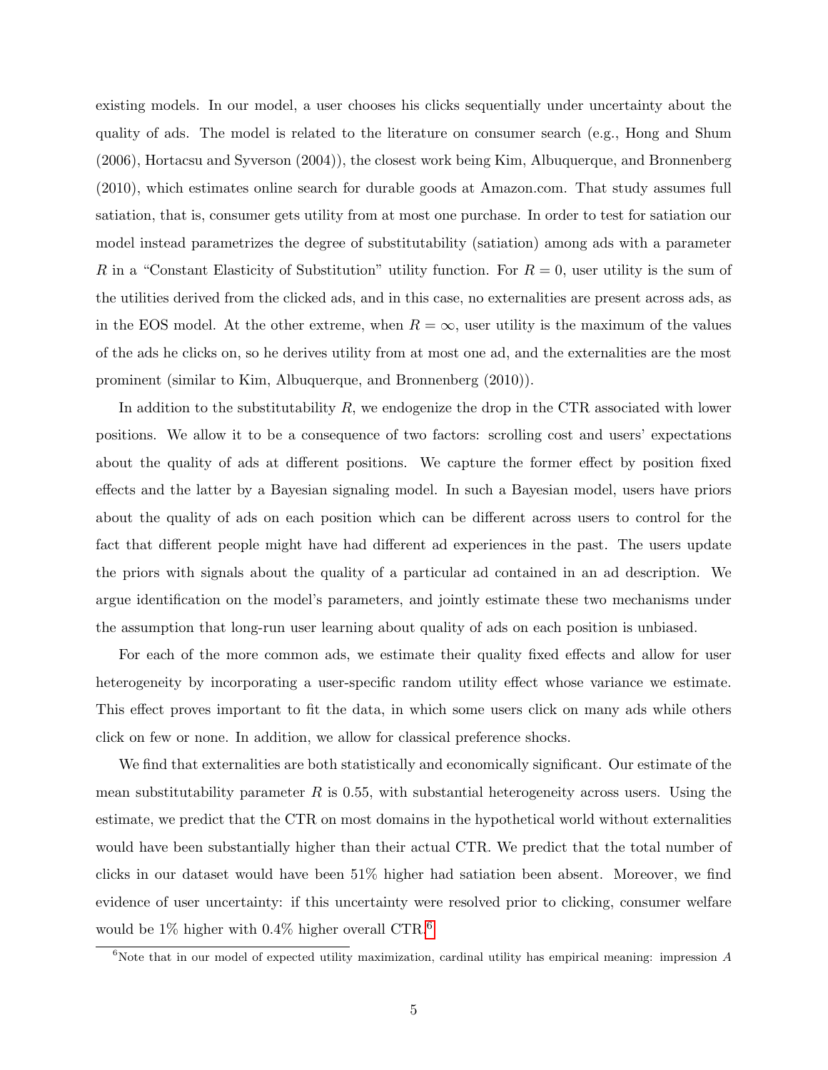existing models. In our model, a user chooses his clicks sequentially under uncertainty about the quality of ads. The model is related to the literature on consumer search (e.g., Hong and Shum (2006), Hortacsu and Syverson (2004)), the closest work being Kim, Albuquerque, and Bronnenberg (2010), which estimates online search for durable goods at Amazon.com. That study assumes full satiation, that is, consumer gets utility from at most one purchase. In order to test for satiation our model instead parametrizes the degree of substitutability (satiation) among ads with a parameter $R$ in a "Constant Elasticity of Substitution" utility function. For $R = 0$, user utility is the sum of the utilities derived from the clicked ads, and in this case, no externalities are present across ads, as in the EOS model. At the other extreme, when $R = \infty$, user utility is the maximum of the values of the ads he clicks on, so he derives utility from at most one ad, and the externalities are the most prominent (similar to Kim, Albuquerque, and Bronnenberg (2010)).

In addition to the substitutability $R$, we endogenize the drop in the CTR associated with lower positions. We allow it to be a consequence of two factors: scrolling cost and users' expectations about the quality of ads at different positions. We capture the former effect by position fixed effects and the latter by a Bayesian signaling model. In such a Bayesian model, users have priors about the quality of ads on each position which can be different across users to control for the fact that different people might have had different ad experiences in the past. The users update the priors with signals about the quality of a particular ad contained in an ad description. We argue identification on the model's parameters, and jointly estimate these two mechanisms under the assumption that long-run user learning about quality of ads on each position is unbiased.

For each of the more common ads, we estimate their quality fixed effects and allow for user heterogeneity by incorporating a user-specific random utility effect whose variance we estimate. This effect proves important to fit the data, in which some users click on many ads while others click on few or none. In addition, we allow for classical preference shocks.

We find that externalities are both statistically and economically significant. Our estimate of the mean substitutability parameter $R$ is 0.55, with substantial heterogeneity across users. Using the estimate, we predict that the CTR on most domains in the hypothetical world without externalities would have been substantially higher than their actual CTR. We predict that the total number of clicks in our dataset would have been 51% higher had satiation been absent. Moreover, we find evidence of user uncertainty: if this uncertainty were resolved prior to clicking, consumer welfare would be 1% higher with 0.4% higher overall CTR.[6]

[6]Note that in our model of expected utility maximization, cardinal utility has empirical meaning: impression $A$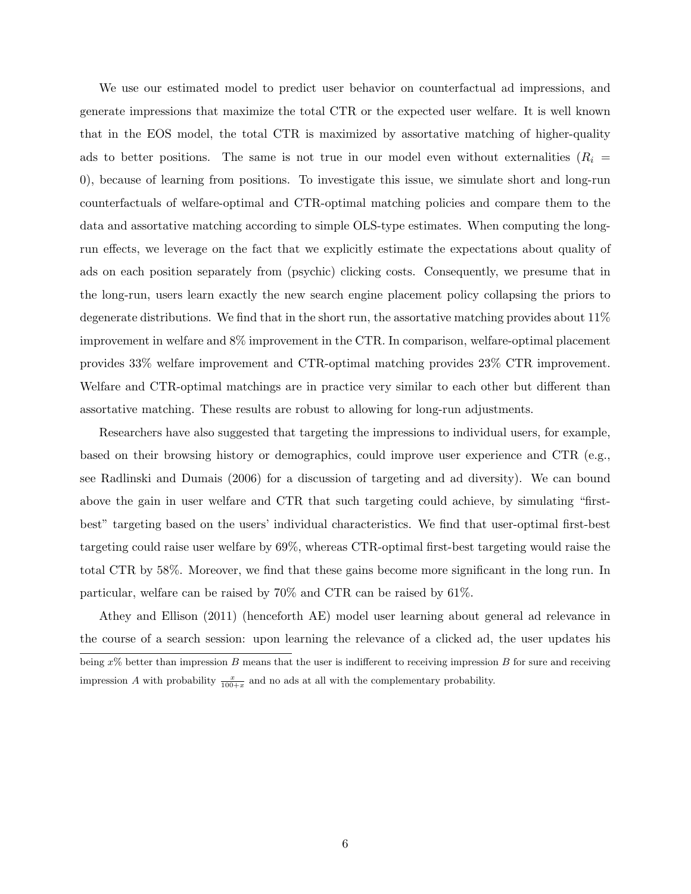We use our estimated model to predict user behavior on counterfactual ad impressions, and generate impressions that maximize the total CTR or the expected user welfare. It is well known that in the EOS model, the total CTR is maximized by assortative matching of higher-quality ads to better positions. The same is not true in our model even without externalities ($R_i = 0$), because of learning from positions. To investigate this issue, we simulate short and long-run counterfactuals of welfare-optimal and CTR-optimal matching policies and compare them to the data and assortative matching according to simple OLS-type estimates. When computing the long-run effects, we leverage on the fact that we explicitly estimate the expectations about quality of ads on each position separately from (psychic) clicking costs. Consequently, we presume that in the long-run, users learn exactly the new search engine placement policy collapsing the priors to degenerate distributions. We find that in the short run, the assortative matching provides about 11% improvement in welfare and 8% improvement in the CTR. In comparison, welfare-optimal placement provides 33% welfare improvement and CTR-optimal matching provides 23% CTR improvement. Welfare and CTR-optimal matchings are in practice very similar to each other but different than assortative matching. These results are robust to allowing for long-run adjustments.

Researchers have also suggested that targeting the impressions to individual users, for example, based on their browsing history or demographics, could improve user experience and CTR (e.g., see Radlinski and Dumais (2006) for a discussion of targeting and ad diversity). We can bound above the gain in user welfare and CTR that such targeting could achieve, by simulating "first-best" targeting based on the users' individual characteristics. We find that user-optimal first-best targeting could raise user welfare by 69%, whereas CTR-optimal first-best targeting would raise the total CTR by 58%. Moreover, we find that these gains become more significant in the long run. In particular, welfare can be raised by 70% and CTR can be raised by 61%.

Athey and Ellison (2011) (henceforth AE) model user learning about general ad relevance in the course of a search session: upon learning the relevance of a clicked ad, the user updates his

---

being $x$% better than impression $B$ means that the user is indifferent to receiving impression $B$ for sure and receiving impression $A$ with probability $\frac{x}{100+x}$ and no ads at all with the complementary probability.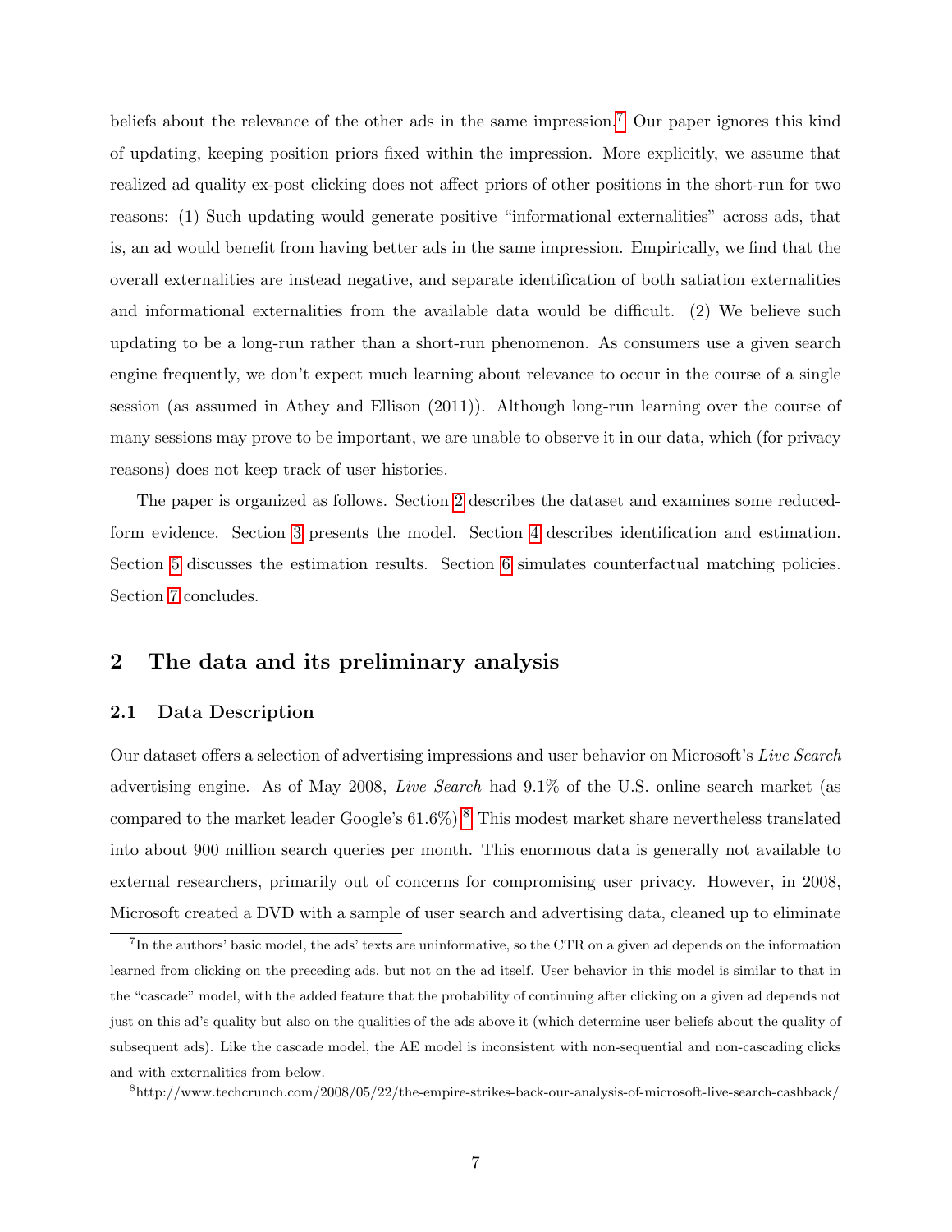beliefs about the relevance of the other ads in the same impression.[7] Our paper ignores this kind of updating, keeping position priors fixed within the impression. More explicitly, we assume that realized ad quality ex-post clicking does not affect priors of other positions in the short-run for two reasons: (1) Such updating would generate positive "informational externalities" across ads, that is, an ad would benefit from having better ads in the same impression. Empirically, we find that the overall externalities are instead negative, and separate identification of both satiation externalities and informational externalities from the available data would be difficult. (2) We believe such updating to be a long-run rather than a short-run phenomenon. As consumers use a given search engine frequently, we don't expect much learning about relevance to occur in the course of a single session (as assumed in Athey and Ellison (2011)). Although long-run learning over the course of many sessions may prove to be important, we are unable to observe it in our data, which (for privacy reasons) does not keep track of user histories.

The paper is organized as follows. Section 2 describes the dataset and examines some reduced-form evidence. Section 3 presents the model. Section 4 describes identification and estimation. Section 5 discusses the estimation results. Section 6 simulates counterfactual matching policies. Section 7 concludes.

## 2 The data and its preliminary analysis

### 2.1 Data Description

Our dataset offers a selection of advertising impressions and user behavior on Microsoft's *Live Search* advertising engine. As of May 2008, *Live Search* had 9.1% of the U.S. online search market (as compared to the market leader Google's 61.6%).[8] This modest market share nevertheless translated into about 900 million search queries per month. This enormous data is generally not available to external researchers, primarily out of concerns for compromising user privacy. However, in 2008, Microsoft created a DVD with a sample of user search and advertising data, cleaned up to eliminate

---

[7] In the authors' basic model, the ads' texts are uninformative, so the CTR on a given ad depends on the information learned from clicking on the preceding ads, but not on the ad itself. User behavior in this model is similar to that in the "cascade" model, with the added feature that the probability of continuing after clicking on a given ad depends not just on this ad's quality but also on the qualities of the ads above it (which determine user beliefs about the quality of subsequent ads). Like the cascade model, the AE model is inconsistent with non-sequential and non-cascading clicks and with externalities from below.

[8] http://www.techcrunch.com/2008/05/22/the-empire-strikes-back-our-analysis-of-microsoft-live-search-cashback/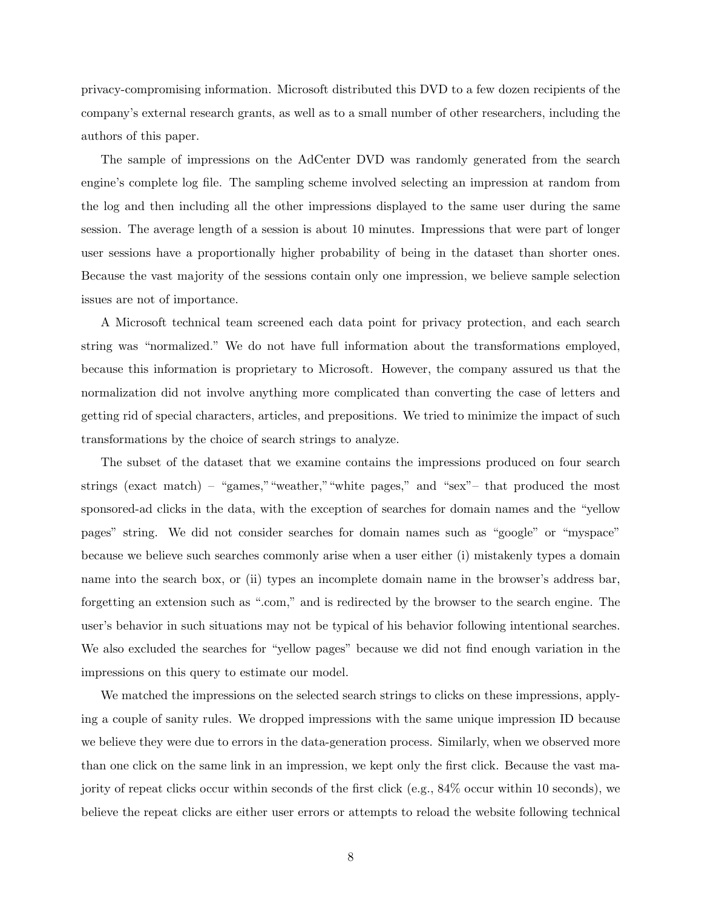privacy-compromising information. Microsoft distributed this DVD to a few dozen recipients of the company's external research grants, as well as to a small number of other researchers, including the authors of this paper.

The sample of impressions on the AdCenter DVD was randomly generated from the search engine's complete log file. The sampling scheme involved selecting an impression at random from the log and then including all the other impressions displayed to the same user during the same session. The average length of a session is about 10 minutes. Impressions that were part of longer user sessions have a proportionally higher probability of being in the dataset than shorter ones. Because the vast majority of the sessions contain only one impression, we believe sample selection issues are not of importance.

A Microsoft technical team screened each data point for privacy protection, and each search string was "normalized." We do not have full information about the transformations employed, because this information is proprietary to Microsoft. However, the company assured us that the normalization did not involve anything more complicated than converting the case of letters and getting rid of special characters, articles, and prepositions. We tried to minimize the impact of such transformations by the choice of search strings to analyze.

The subset of the dataset that we examine contains the impressions produced on four search strings (exact match) – "games," "weather," "white pages," and "sex"– that produced the most sponsored-ad clicks in the data, with the exception of searches for domain names and the "yellow pages" string. We did not consider searches for domain names such as "google" or "myspace" because we believe such searches commonly arise when a user either (i) mistakenly types a domain name into the search box, or (ii) types an incomplete domain name in the browser's address bar, forgetting an extension such as ".com," and is redirected by the browser to the search engine. The user's behavior in such situations may not be typical of his behavior following intentional searches. We also excluded the searches for "yellow pages" because we did not find enough variation in the impressions on this query to estimate our model.

We matched the impressions on the selected search strings to clicks on these impressions, applying a couple of sanity rules. We dropped impressions with the same unique impression ID because we believe they were due to errors in the data-generation process. Similarly, when we observed more than one click on the same link in an impression, we kept only the first click. Because the vast majority of repeat clicks occur within seconds of the first click (e.g., 84% occur within 10 seconds), we believe the repeat clicks are either user errors or attempts to reload the website following technical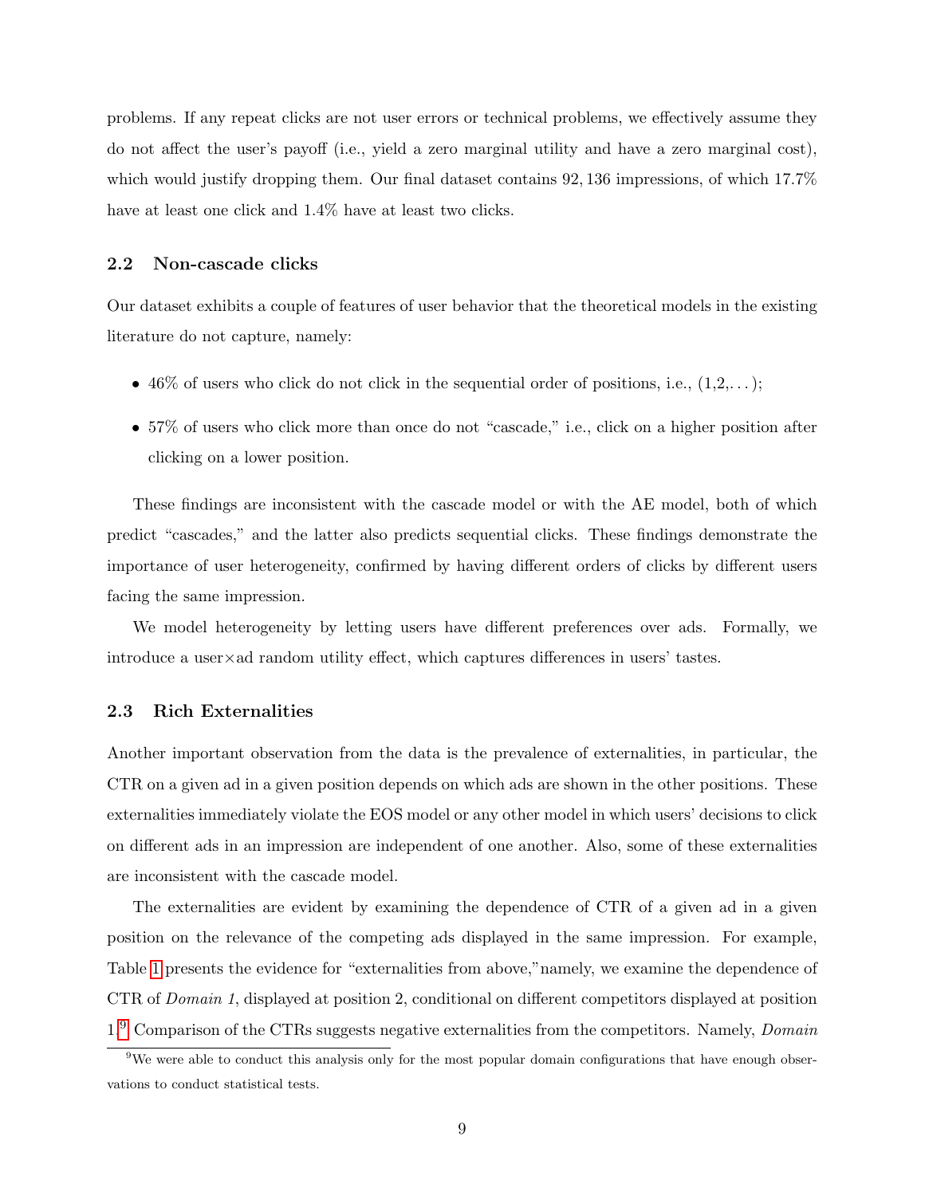problems. If any repeat clicks are not user errors or technical problems, we effectively assume they do not affect the user's payoff (i.e., yield a zero marginal utility and have a zero marginal cost), which would justify dropping them. Our final dataset contains 92,136 impressions, of which 17.7% have at least one click and 1.4% have at least two clicks.

## 2.2 Non-cascade clicks

Our dataset exhibits a couple of features of user behavior that the theoretical models in the existing literature do not capture, namely:

- 46% of users who click do not click in the sequential order of positions, i.e., (1,2,...);
- 57% of users who click more than once do not "cascade," i.e., click on a higher position after clicking on a lower position.

These findings are inconsistent with the cascade model or with the AE model, both of which predict "cascades," and the latter also predicts sequential clicks. These findings demonstrate the importance of user heterogeneity, confirmed by having different orders of clicks by different users facing the same impression.

We model heterogeneity by letting users have different preferences over ads. Formally, we introduce a user×ad random utility effect, which captures differences in users' tastes.

## 2.3 Rich Externalities

Another important observation from the data is the prevalence of externalities, in particular, the CTR on a given ad in a given position depends on which ads are shown in the other positions. These externalities immediately violate the EOS model or any other model in which users' decisions to click on different ads in an impression are independent of one another. Also, some of these externalities are inconsistent with the cascade model.

The externalities are evident by examining the dependence of CTR of a given ad in a given position on the relevance of the competing ads displayed in the same impression. For example, Table 1 presents the evidence for "externalities from above," namely, we examine the dependence of CTR of *Domain 1*, displayed at position 2, conditional on different competitors displayed at position 1.[9] Comparison of the CTRs suggests negative externalities from the competitors. Namely, *Domain*

[9] We were able to conduct this analysis only for the most popular domain configurations that have enough observations to conduct statistical tests.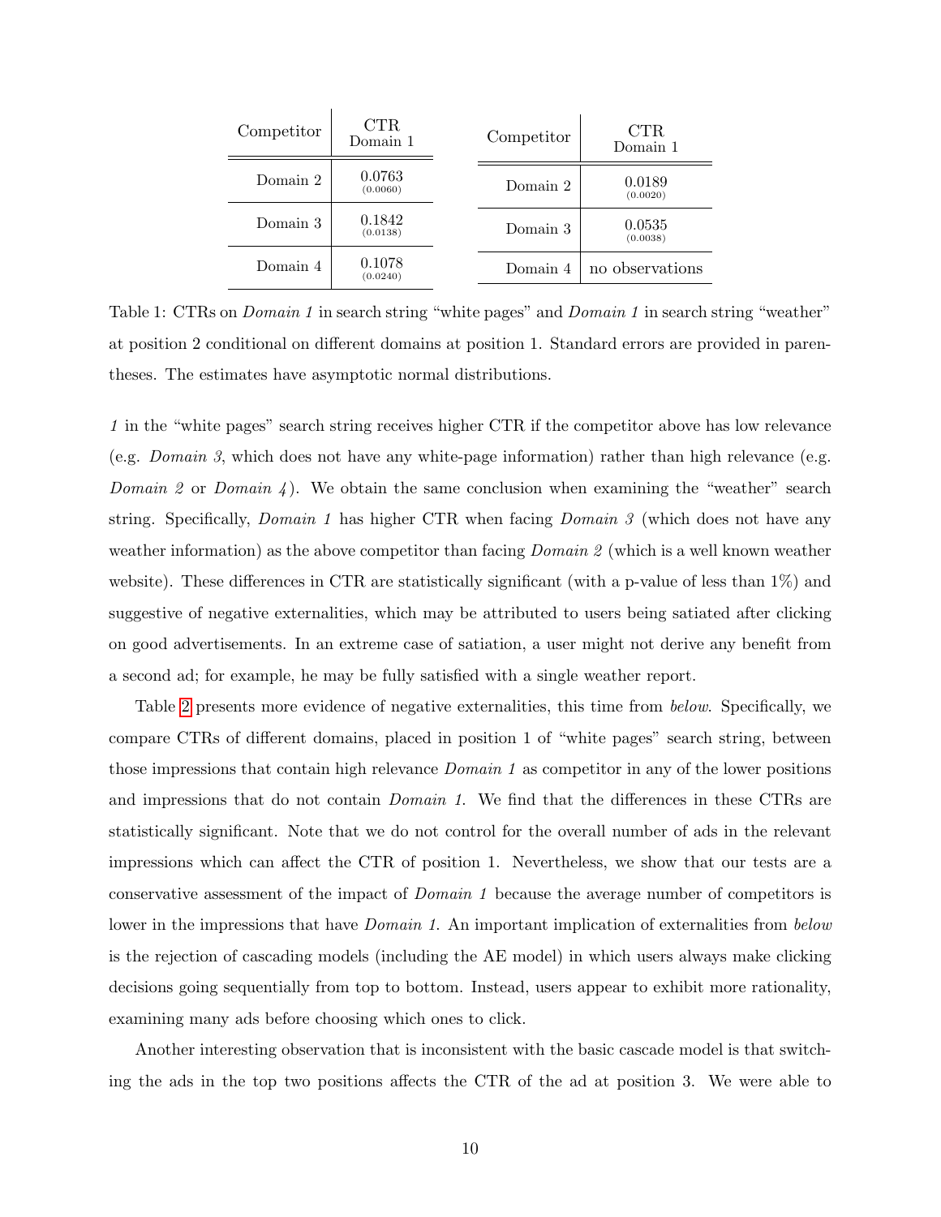| Competitor | CTR Domain 1 |
|---|---|
| Domain 2 | 0.0763 (0.0060) |
| Domain 3 | 0.1842 (0.0138) |
| Domain 4 | 0.1078 (0.0240) |

| Competitor | CTR Domain 1 |
|---|---|
| Domain 2 | 0.0189 (0.0020) |
| Domain 3 | 0.0535 (0.0038) |
| Domain 4 | no observations |

Table 1: CTRs on *Domain 1* in search string "white pages" and *Domain 1* in search string "weather" at position 2 conditional on different domains at position 1. Standard errors are provided in parentheses. The estimates have asymptotic normal distributions.

*1* in the "white pages" search string receives higher CTR if the competitor above has low relevance (e.g. *Domain 3*, which does not have any white-page information) rather than high relevance (e.g. *Domain 2* or *Domain 4*). We obtain the same conclusion when examining the "weather" search string. Specifically, *Domain 1* has higher CTR when facing *Domain 3* (which does not have any weather information) as the above competitor than facing *Domain 2* (which is a well known weather website). These differences in CTR are statistically significant (with a p-value of less than 1%) and suggestive of negative externalities, which may be attributed to users being satiated after clicking on good advertisements. In an extreme case of satiation, a user might not derive any benefit from a second ad; for example, he may be fully satisfied with a single weather report.

Table 2 presents more evidence of negative externalities, this time from *below*. Specifically, we compare CTRs of different domains, placed in position 1 of "white pages" search string, between those impressions that contain high relevance *Domain 1* as competitor in any of the lower positions and impressions that do not contain *Domain 1*. We find that the differences in these CTRs are statistically significant. Note that we do not control for the overall number of ads in the relevant impressions which can affect the CTR of position 1. Nevertheless, we show that our tests are a conservative assessment of the impact of *Domain 1* because the average number of competitors is lower in the impressions that have *Domain 1*. An important implication of externalities from *below* is the rejection of cascading models (including the AE model) in which users always make clicking decisions going sequentially from top to bottom. Instead, users appear to exhibit more rationality, examining many ads before choosing which ones to click.

Another interesting observation that is inconsistent with the basic cascade model is that switching the ads in the top two positions affects the CTR of the ad at position 3. We were able to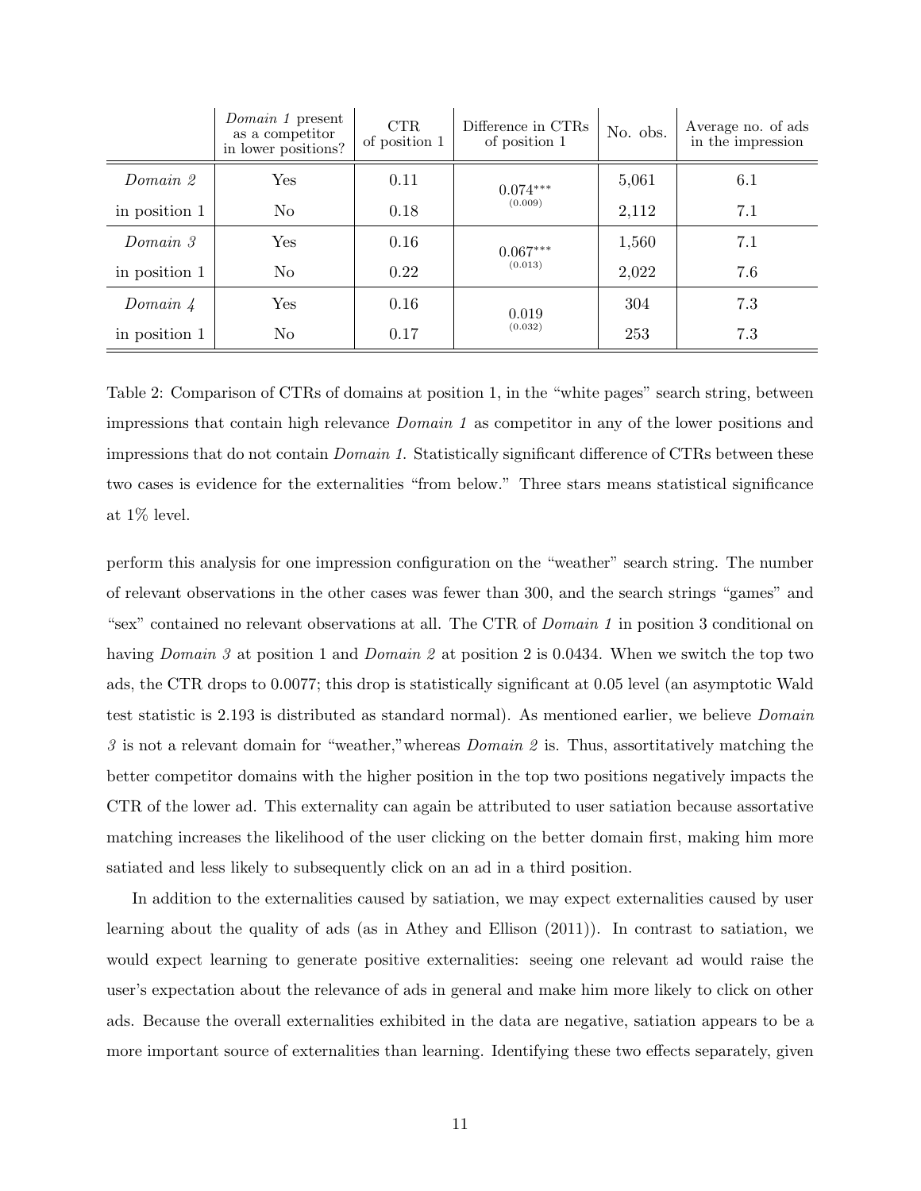| | *Domain 1* present as a competitor in lower positions? | CTR of position 1 | Difference in CTRs of position 1 | No. obs. | Average no. of ads in the impression |
|---|---|---|---|---|---|
| *Domain 2* | Yes | 0.11 | $0.074^{***}$ | 5,061 | 6.1 |
| in position 1 | No | 0.18 | (0.009) | 2,112 | 7.1 |
| *Domain 3* | Yes | 0.16 | $0.067^{***}$ | 1,560 | 7.1 |
| in position 1 | No | 0.22 | (0.013) | 2,022 | 7.6 |
| *Domain 4* | Yes | 0.16 | 0.019 | 304 | 7.3 |
| in position 1 | No | 0.17 | (0.032) | 253 | 7.3 |

Table 2: Comparison of CTRs of domains at position 1, in the "white pages" search string, between impressions that contain high relevance *Domain 1* as competitor in any of the lower positions and impressions that do not contain *Domain 1*. Statistically significant difference of CTRs between these two cases is evidence for the externalities "from below." Three stars means statistical significance at 1% level.

perform this analysis for one impression configuration on the "weather" search string. The number of relevant observations in the other cases was fewer than 300, and the search strings "games" and "sex" contained no relevant observations at all. The CTR of *Domain 1* in position 3 conditional on having *Domain 3* at position 1 and *Domain 2* at position 2 is 0.0434. When we switch the top two ads, the CTR drops to 0.0077; this drop is statistically significant at 0.05 level (an asymptotic Wald test statistic is 2.193 is distributed as standard normal). As mentioned earlier, we believe *Domain 3* is not a relevant domain for "weather,"whereas *Domain 2* is. Thus, assortitatively matching the better competitor domains with the higher position in the top two positions negatively impacts the CTR of the lower ad. This externality can again be attributed to user satiation because assortative matching increases the likelihood of the user clicking on the better domain first, making him more satiated and less likely to subsequently click on an ad in a third position.

In addition to the externalities caused by satiation, we may expect externalities caused by user learning about the quality of ads (as in Athey and Ellison (2011)). In contrast to satiation, we would expect learning to generate positive externalities: seeing one relevant ad would raise the user's expectation about the relevance of ads in general and make him more likely to click on other ads. Because the overall externalities exhibited in the data are negative, satiation appears to be a more important source of externalities than learning. Identifying these two effects separately, given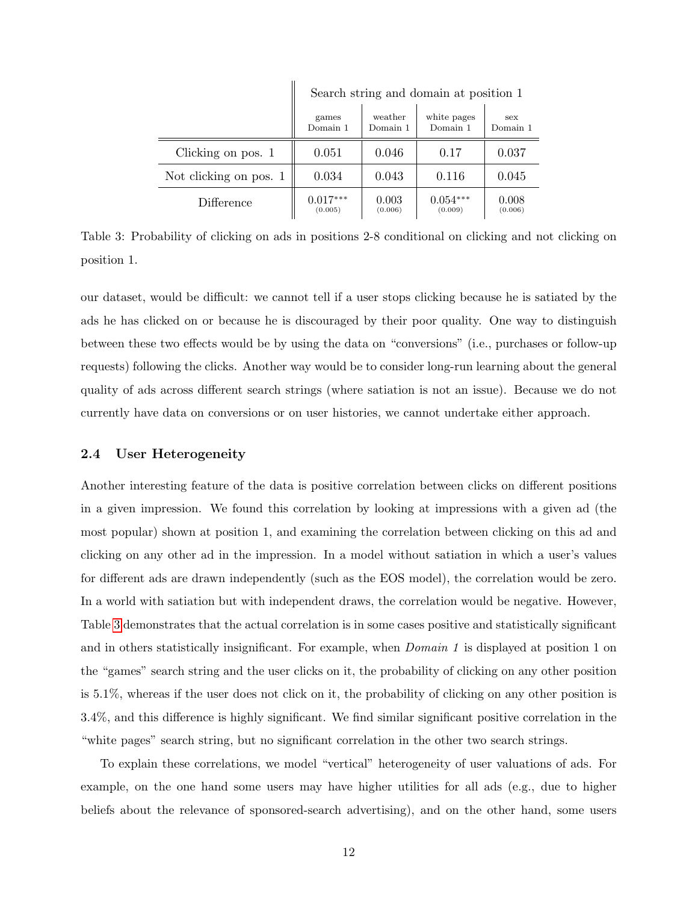| | Search string and domain at position 1 | | | |
|---|---|---|---|---|
| | games Domain 1 | weather Domain 1 | white pages Domain 1 | sex Domain 1 |
| Clicking on pos. 1 | 0.051 | 0.046 | 0.17 | 0.037 |
| Not clicking on pos. 1 | 0.034 | 0.043 | 0.116 | 0.045 |
| Difference | $0.017^{***}$ (0.005) | 0.003 (0.006) | $0.054^{***}$ (0.009) | 0.008 (0.006) |

Table 3: Probability of clicking on ads in positions 2-8 conditional on clicking and not clicking on position 1.

our dataset, would be difficult: we cannot tell if a user stops clicking because he is satiated by the ads he has clicked on or because he is discouraged by their poor quality. One way to distinguish between these two effects would be by using the data on "conversions" (i.e., purchases or follow-up requests) following the clicks. Another way would be to consider long-run learning about the general quality of ads across different search strings (where satiation is not an issue). Because we do not currently have data on conversions or on user histories, we cannot undertake either approach.

### 2.4 User Heterogeneity

Another interesting feature of the data is positive correlation between clicks on different positions in a given impression. We found this correlation by looking at impressions with a given ad (the most popular) shown at position 1, and examining the correlation between clicking on this ad and clicking on any other ad in the impression. In a model without satiation in which a user's values for different ads are drawn independently (such as the EOS model), the correlation would be zero. In a world with satiation but with independent draws, the correlation would be negative. However, Table 3 demonstrates that the actual correlation is in some cases positive and statistically significant and in others statistically insignificant. For example, when *Domain 1* is displayed at position 1 on the "games" search string and the user clicks on it, the probability of clicking on any other position is 5.1%, whereas if the user does not click on it, the probability of clicking on any other position is 3.4%, and this difference is highly significant. We find similar significant positive correlation in the "white pages" search string, but no significant correlation in the other two search strings.

To explain these correlations, we model "vertical" heterogeneity of user valuations of ads. For example, on the one hand some users may have higher utilities for all ads (e.g., due to higher beliefs about the relevance of sponsored-search advertising), and on the other hand, some users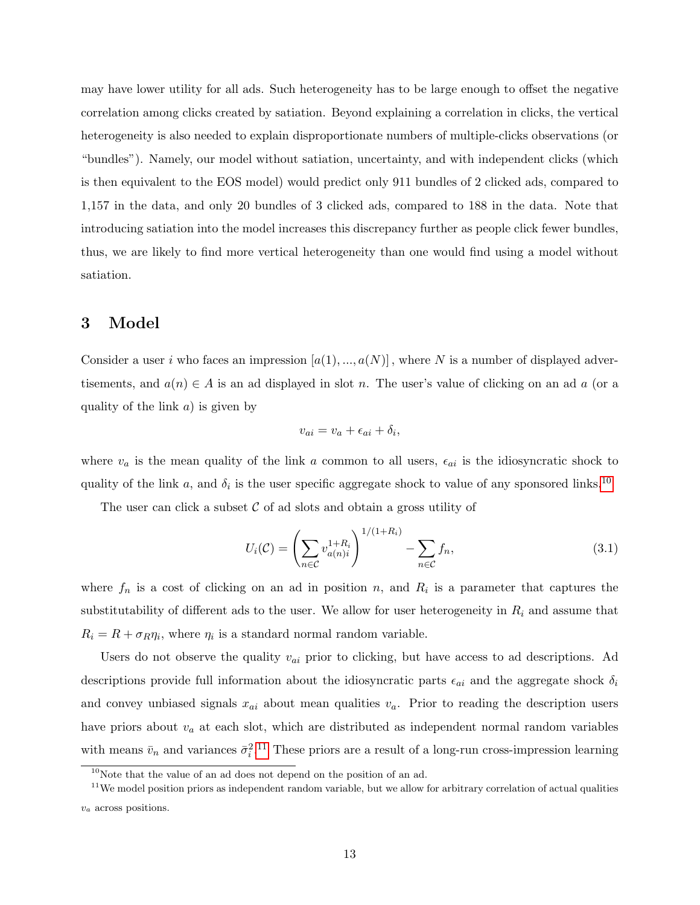may have lower utility for all ads. Such heterogeneity has to be large enough to offset the negative correlation among clicks created by satiation. Beyond explaining a correlation in clicks, the vertical heterogeneity is also needed to explain disproportionate numbers of multiple-clicks observations (or "bundles"). Namely, our model without satiation, uncertainty, and with independent clicks (which is then equivalent to the EOS model) would predict only 911 bundles of 2 clicked ads, compared to 1,157 in the data, and only 20 bundles of 3 clicked ads, compared to 188 in the data. Note that introducing satiation into the model increases this discrepancy further as people click fewer bundles, thus, we are likely to find more vertical heterogeneity than one would find using a model without satiation.

# 3 Model

Consider a user $i$ who faces an impression $[a(1), ..., a(N)]$, where $N$ is a number of displayed advertisements, and $a(n) \in A$ is an ad displayed in slot $n$. The user's value of clicking on an ad $a$ (or a quality of the link $a$) is given by

$$v_{ai} = v_a + \epsilon_{ai} + \delta_i,$$

where $v_a$ is the mean quality of the link $a$ common to all users, $\epsilon_{ai}$ is the idiosyncratic shock to quality of the link $a$, and $\delta_i$ is the user specific aggregate shock to value of any sponsored links.[10]

The user can click a subset $\mathcal{C}$ of ad slots and obtain a gross utility of

$$U_i(\mathcal{C}) = \left( \sum_{n \in \mathcal{C}} v_{a(n)i}^{1+R_i} \right)^{1/(1+R_i)} - \sum_{n \in \mathcal{C}} f_n, \tag{3.1}$$

where $f_n$ is a cost of clicking on an ad in position $n$, and $R_i$ is a parameter that captures the substitutability of different ads to the user. We allow for user heterogeneity in $R_i$ and assume that $R_i = R + \sigma_R \eta_i$, where $\eta_i$ is a standard normal random variable.

Users do not observe the quality $v_{ai}$ prior to clicking, but have access to ad descriptions. Ad descriptions provide full information about the idiosyncratic parts $\epsilon_{ai}$ and the aggregate shock $\delta_i$ and convey unbiased signals $x_{ai}$ about mean qualities $v_a$. Prior to reading the description users have priors about $v_a$ at each slot, which are distributed as independent normal random variables with means $\bar{v}_n$ and variances $\bar{\sigma}_i^2$.[11] These priors are a result of a long-run cross-impression learning

[10] Note that the value of an ad does not depend on the position of an ad.

[11] We model position priors as independent random variable, but we allow for arbitrary correlation of actual qualities $v_a$ across positions.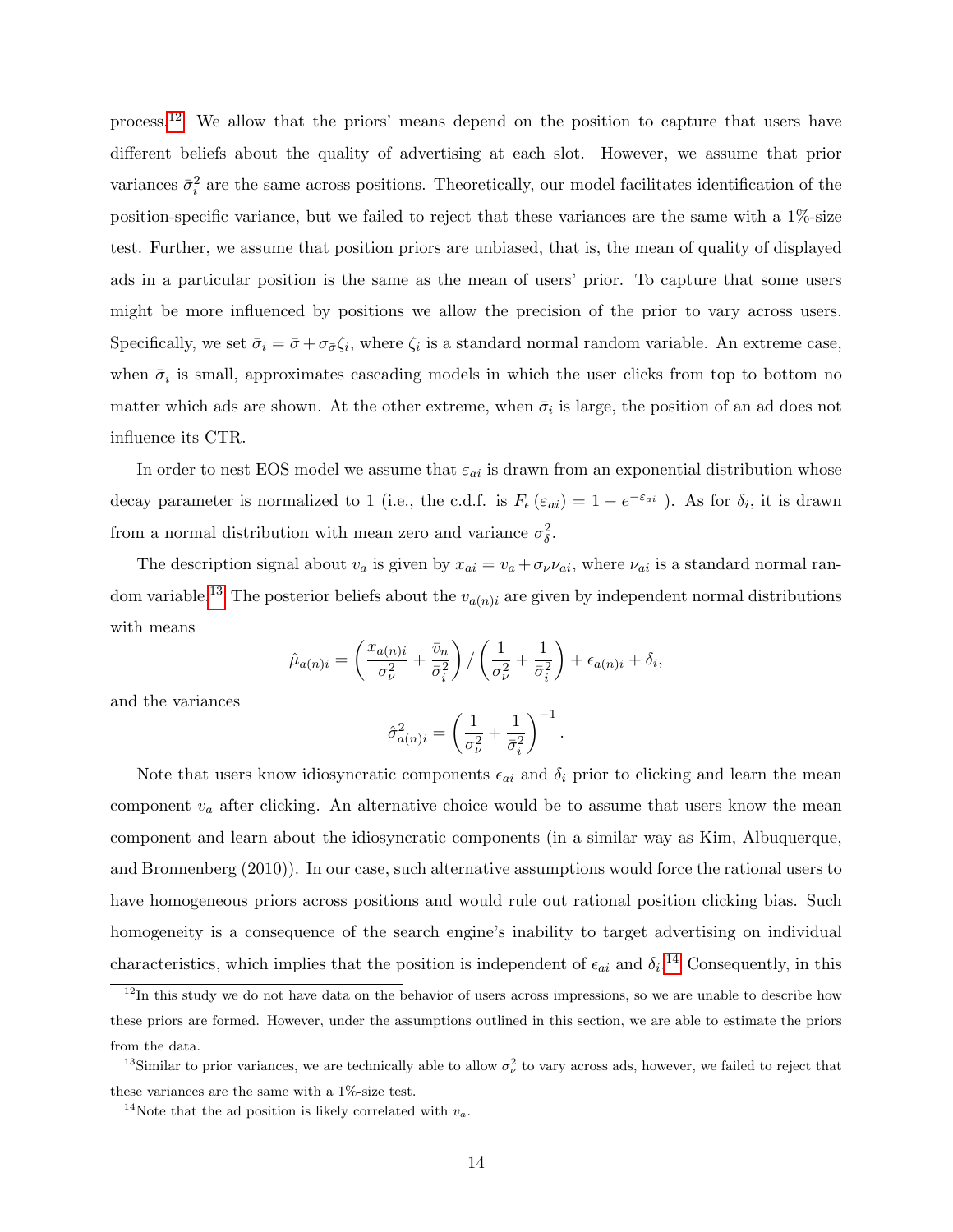process.[12] We allow that the priors' means depend on the position to capture that users have different beliefs about the quality of advertising at each slot. However, we assume that prior variances $\bar{\sigma}_i^2$ are the same across positions. Theoretically, our model facilitates identification of the position-specific variance, but we failed to reject that these variances are the same with a 1%-size test. Further, we assume that position priors are unbiased, that is, the mean of quality of displayed ads in a particular position is the same as the mean of users' prior. To capture that some users might be more influenced by positions we allow the precision of the prior to vary across users. Specifically, we set $\bar{\sigma}_i = \bar{\sigma} + \sigma_{\bar{\sigma}}\zeta_i$, where $\zeta_i$ is a standard normal random variable. An extreme case, when $\bar{\sigma}_i$ is small, approximates cascading models in which the user clicks from top to bottom no matter which ads are shown. At the other extreme, when $\bar{\sigma}_i$ is large, the position of an ad does not influence its CTR.

In order to nest EOS model we assume that $\varepsilon_{ai}$ is drawn from an exponential distribution whose decay parameter is normalized to 1 (i.e., the c.d.f. is $F_\epsilon(\varepsilon_{ai}) = 1 - e^{-\varepsilon_{ai}}$ ). As for $\delta_i$, it is drawn from a normal distribution with mean zero and variance $\sigma_\delta^2$.

The description signal about $v_a$ is given by $x_{ai} = v_a + \sigma_\nu \nu_{ai}$, where $\nu_{ai}$ is a standard normal random variable.[13] The posterior beliefs about the $v_{a(n)i}$ are given by independent normal distributions with means

$$\hat{\mu}_{a(n)i} = \left(\frac{x_{a(n)i}}{\sigma_\nu^2} + \frac{\bar{v}_n}{\bar{\sigma}_i^2}\right) / \left(\frac{1}{\sigma_\nu^2} + \frac{1}{\bar{\sigma}_i^2}\right) + \epsilon_{a(n)i} + \delta_i,$$

and the variances

$$\hat{\sigma}_{a(n)i}^2 = \left(\frac{1}{\sigma_\nu^2} + \frac{1}{\bar{\sigma}_i^2}\right)^{-1}.$$

Note that users know idiosyncratic components $\epsilon_{ai}$ and $\delta_i$ prior to clicking and learn the mean component $v_a$ after clicking. An alternative choice would be to assume that users know the mean component and learn about the idiosyncratic components (in a similar way as Kim, Albuquerque, and Bronnenberg (2010)). In our case, such alternative assumptions would force the rational users to have homogeneous priors across positions and would rule out rational position clicking bias. Such homogeneity is a consequence of the search engine's inability to target advertising on individual characteristics, which implies that the position is independent of $\epsilon_{ai}$ and $\delta_i$.[14] Consequently, in this

[12] In this study we do not have data on the behavior of users across impressions, so we are unable to describe how these priors are formed. However, under the assumptions outlined in this section, we are able to estimate the priors from the data.

[13] Similar to prior variances, we are technically able to allow $\sigma_\nu^2$ to vary across ads, however, we failed to reject that these variances are the same with a 1%-size test.

[14] Note that the ad position is likely correlated with $v_a$.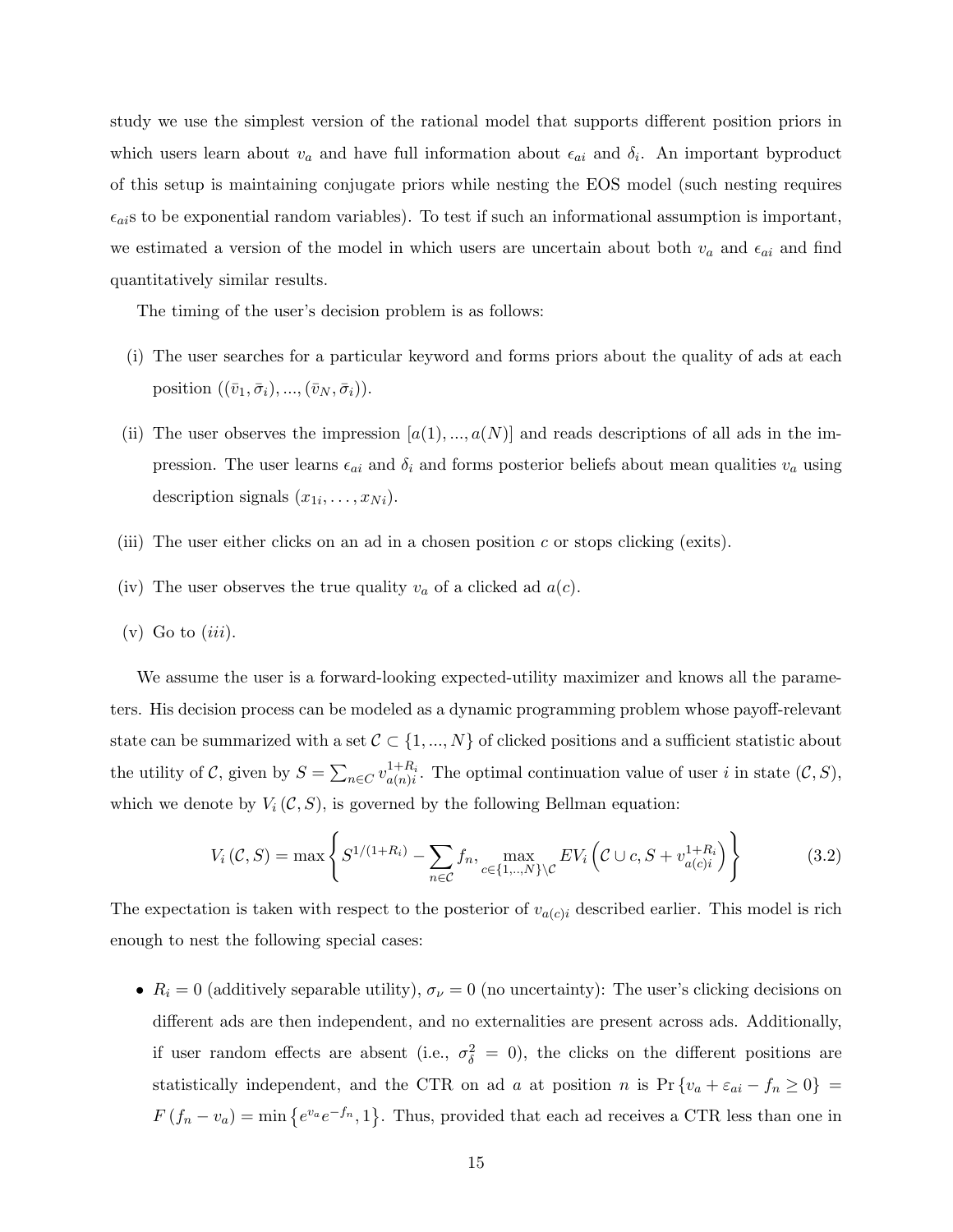study we use the simplest version of the rational model that supports different position priors in which users learn about $v_a$ and have full information about $\epsilon_{ai}$ and $\delta_i$. An important byproduct of this setup is maintaining conjugate priors while nesting the EOS model (such nesting requires $\epsilon_{ai}$s to be exponential random variables). To test if such an informational assumption is important, we estimated a version of the model in which users are uncertain about both $v_a$ and $\epsilon_{ai}$ and find quantitatively similar results.

The timing of the user's decision problem is as follows:

(i) The user searches for a particular keyword and forms priors about the quality of ads at each position $((\bar{v}_1, \bar{\sigma}_i), ..., (\bar{v}_N, \bar{\sigma}_i))$.

(ii) The user observes the impression $[a(1), ..., a(N)]$ and reads descriptions of all ads in the impression. The user learns $\epsilon_{ai}$ and $\delta_i$ and forms posterior beliefs about mean qualities $v_a$ using description signals $(x_{1i}, \dots, x_{Ni})$.

(iii) The user either clicks on an ad in a chosen position $c$ or stops clicking (exits).

(iv) The user observes the true quality $v_a$ of a clicked ad $a(c)$.

(v) Go to *(iii)*.

We assume the user is a forward-looking expected-utility maximizer and knows all the parameters. His decision process can be modeled as a dynamic programming problem whose payoff-relevant state can be summarized with a set $\mathcal{C} \subset \{1, ..., N\}$ of clicked positions and a sufficient statistic about the utility of $\mathcal{C}$, given by $S = \sum_{n \in C} v_{a(n)i}^{1+R_i}$. The optimal continuation value of user $i$ in state $(\mathcal{C}, S)$, which we denote by $V_i(\mathcal{C}, S)$, is governed by the following Bellman equation:

$$V_i(\mathcal{C}, S) = \max \left\{ S^{1/(1+R_i)} - \sum_{n \in \mathcal{C}} f_n, \max_{c \in \{1,..,N\} \setminus \mathcal{C}} EV_i \left( \mathcal{C} \cup c, S + v_{a(c)i}^{1+R_i} \right) \right\} \tag{3.2}$$

The expectation is taken with respect to the posterior of $v_{a(c)i}$ described earlier. This model is rich enough to nest the following special cases:

- $R_i = 0$ (additively separable utility), $\sigma_\nu = 0$ (no uncertainty): The user's clicking decisions on different ads are then independent, and no externalities are present across ads. Additionally, if user random effects are absent (i.e., $\sigma_\delta^2 = 0$), the clicks on the different positions are statistically independent, and the CTR on ad $a$ at position $n$ is $\Pr\{v_a + \varepsilon_{ai} - f_n \geq 0\} = F(f_n - v_a) = \min\{e^{v_a} e^{-f_n}, 1\}$. Thus, provided that each ad receives a CTR less than one in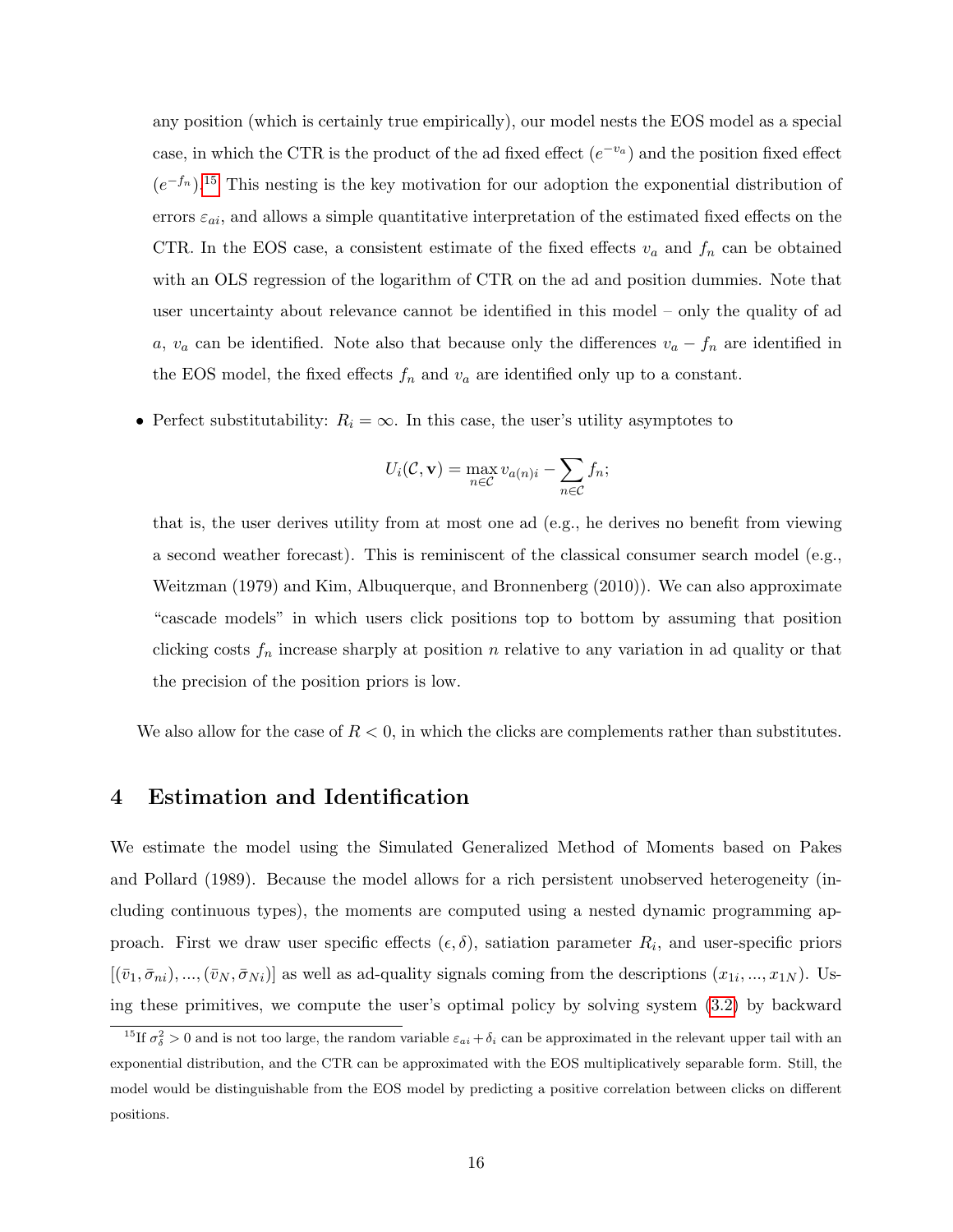any position (which is certainly true empirically), our model nests the EOS model as a special case, in which the CTR is the product of the ad fixed effect ($e^{-v_a}$) and the position fixed effect ($e^{-f_n}$).[15] This nesting is the key motivation for our adoption the exponential distribution of errors $\varepsilon_{ai}$, and allows a simple quantitative interpretation of the estimated fixed effects on the CTR. In the EOS case, a consistent estimate of the fixed effects $v_a$ and $f_n$ can be obtained with an OLS regression of the logarithm of CTR on the ad and position dummies. Note that user uncertainty about relevance cannot be identified in this model – only the quality of ad $a$, $v_a$ can be identified. Note also that because only the differences $v_a - f_n$ are identified in the EOS model, the fixed effects $f_n$ and $v_a$ are identified only up to a constant.

- Perfect substitutability: $R_i = \infty$. In this case, the user's utility asymptotes to

$$U_i(\mathcal{C}, \mathbf{v}) = \max_{n \in \mathcal{C}} v_{a(n)i} - \sum_{n \in \mathcal{C}} f_n;$$

  that is, the user derives utility from at most one ad (e.g., he derives no benefit from viewing a second weather forecast). This is reminiscent of the classical consumer search model (e.g., Weitzman (1979) and Kim, Albuquerque, and Bronnenberg (2010)). We can also approximate "cascade models" in which users click positions top to bottom by assuming that position clicking costs $f_n$ increase sharply at position $n$ relative to any variation in ad quality or that the precision of the position priors is low.

We also allow for the case of $R < 0$, in which the clicks are complements rather than substitutes.

# 4 Estimation and Identification

We estimate the model using the Simulated Generalized Method of Moments based on Pakes and Pollard (1989). Because the model allows for a rich persistent unobserved heterogeneity (including continuous types), the moments are computed using a nested dynamic programming approach. First we draw user specific effects $(\epsilon, \delta)$, satiation parameter $R_i$, and user-specific priors $[(\bar{v}_1, \bar{\sigma}_{ni}), ..., (\bar{v}_N, \bar{\sigma}_{Ni})]$ as well as ad-quality signals coming from the descriptions $(x_{1i}, ..., x_{1N})$. Using these primitives, we compute the user's optimal policy by solving system (3.2) by backward

[15] If $\sigma_\delta^2 > 0$ and is not too large, the random variable $\varepsilon_{ai} + \delta_i$ can be approximated in the relevant upper tail with an exponential distribution, and the CTR can be approximated with the EOS multiplicatively separable form. Still, the model would be distinguishable from the EOS model by predicting a positive correlation between clicks on different positions.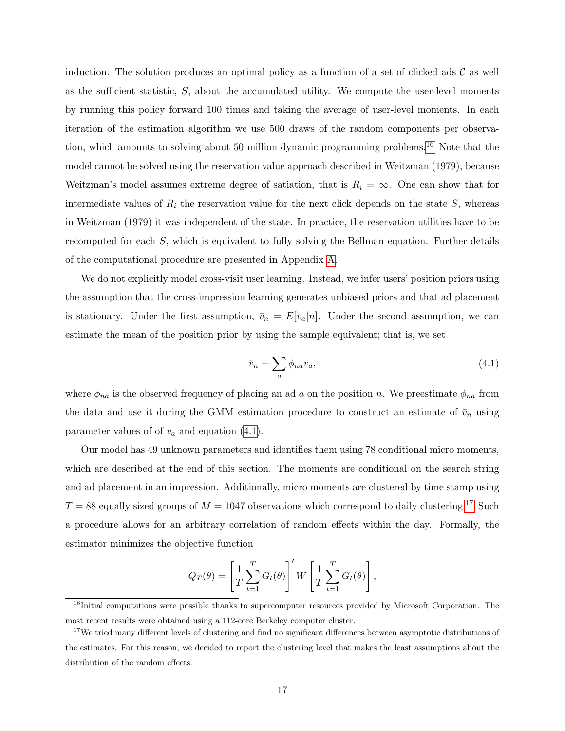induction. The solution produces an optimal policy as a function of a set of clicked ads $\mathcal{C}$ as well as the sufficient statistic, $S$, about the accumulated utility. We compute the user-level moments by running this policy forward 100 times and taking the average of user-level moments. In each iteration of the estimation algorithm we use 500 draws of the random components per observation, which amounts to solving about 50 million dynamic programming problems.[16] Note that the model cannot be solved using the reservation value approach described in Weitzman (1979), because Weitzman's model assumes extreme degree of satiation, that is $R_i = \infty$. One can show that for intermediate values of $R_i$ the reservation value for the next click depends on the state $S$, whereas in Weitzman (1979) it was independent of the state. In practice, the reservation utilities have to be recomputed for each $S$, which is equivalent to fully solving the Bellman equation. Further details of the computational procedure are presented in Appendix A.

We do not explicitly model cross-visit user learning. Instead, we infer users' position priors using the assumption that the cross-impression learning generates unbiased priors and that ad placement is stationary. Under the first assumption, $\bar{v}_n = E[v_a|n]$. Under the second assumption, we can estimate the mean of the position prior by using the sample equivalent; that is, we set

$$\bar{v}_n = \sum_a \phi_{na} v_a, \tag{4.1}$$

where $\phi_{na}$ is the observed frequency of placing an ad $a$ on the position $n$. We preestimate $\phi_{na}$ from the data and use it during the GMM estimation procedure to construct an estimate of $\bar{v}_n$ using parameter values of of $v_a$ and equation (4.1).

Our model has 49 unknown parameters and identifies them using 78 conditional micro moments, which are described at the end of this section. The moments are conditional on the search string and ad placement in an impression. Additionally, micro moments are clustered by time stamp using $T = 88$ equally sized groups of $M = 1047$ observations which correspond to daily clustering.[17] Such a procedure allows for an arbitrary correlation of random effects within the day. Formally, the estimator minimizes the objective function

$$Q_T(\theta) = \left[\frac{1}{T}\sum_{t=1}^{T} G_t(\theta)\right]' W \left[\frac{1}{T}\sum_{t=1}^{T} G_t(\theta)\right],$$

[16] Initial computations were possible thanks to supercomputer resources provided by Microsoft Corporation. The most recent results were obtained using a 112-core Berkeley computer cluster.

[17] We tried many different levels of clustering and find no significant differences between asymptotic distributions of the estimates. For this reason, we decided to report the clustering level that makes the least assumptions about the distribution of the random effects.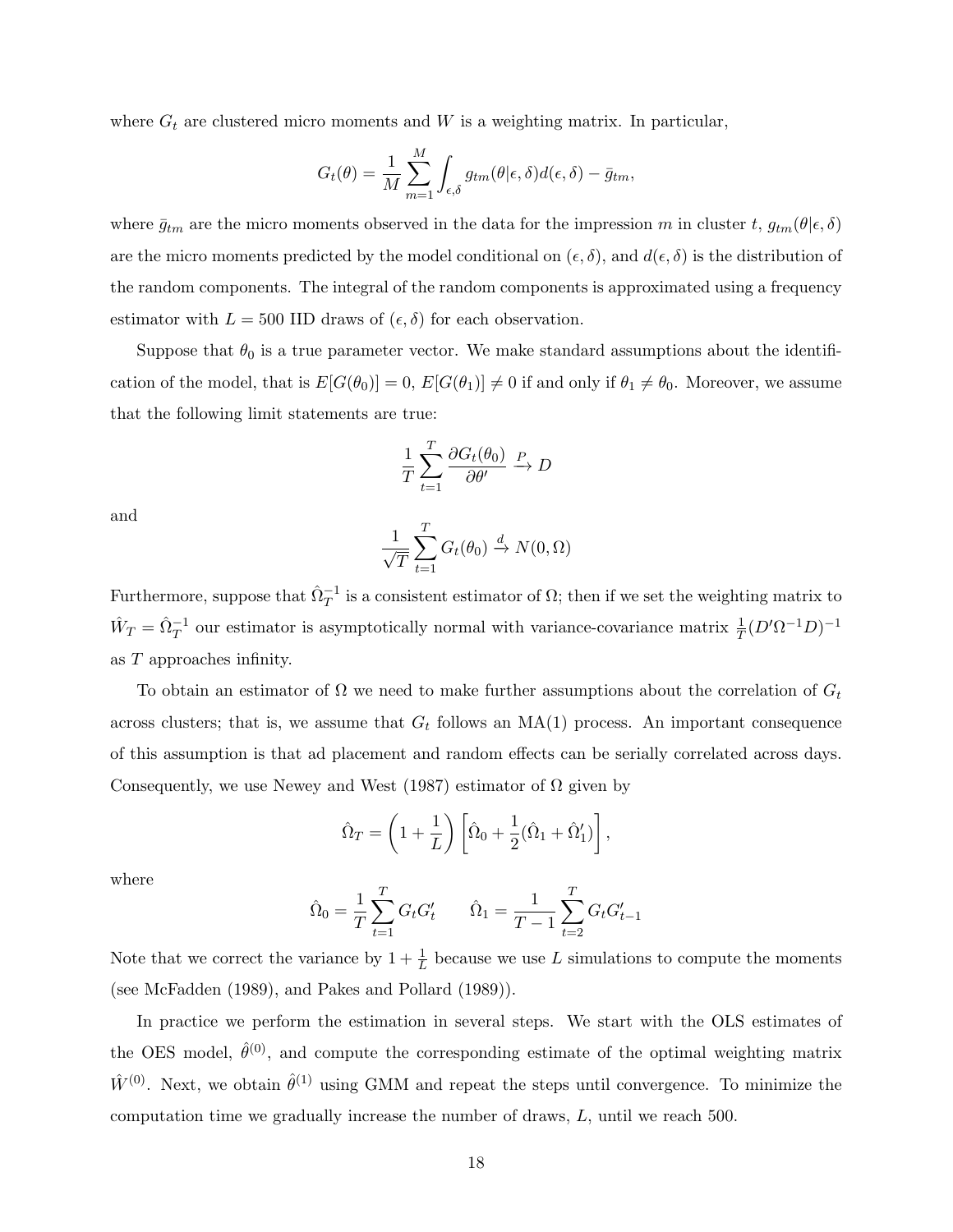where $G_t$ are clustered micro moments and $W$ is a weighting matrix. In particular,

$$G_t(\theta) = \frac{1}{M}\sum_{m=1}^{M}\int_{\epsilon,\delta} g_{tm}(\theta|\epsilon,\delta)d(\epsilon,\delta) - \bar{g}_{tm},$$

where $\bar{g}_{tm}$ are the micro moments observed in the data for the impression $m$ in cluster $t$, $g_{tm}(\theta|\epsilon,\delta)$ are the micro moments predicted by the model conditional on $(\epsilon,\delta)$, and $d(\epsilon,\delta)$ is the distribution of the random components. The integral of the random components is approximated using a frequency estimator with $L = 500$ IID draws of $(\epsilon,\delta)$ for each observation.

Suppose that $\theta_0$ is a true parameter vector. We make standard assumptions about the identification of the model, that is $E[G(\theta_0)] = 0$, $E[G(\theta_1)] \neq 0$ if and only if $\theta_1 \neq \theta_0$. Moreover, we assume that the following limit statements are true:

$$\frac{1}{T}\sum_{t=1}^{T}\frac{\partial G_t(\theta_0)}{\partial \theta'} \xrightarrow{P} D$$

and

$$\frac{1}{\sqrt{T}}\sum_{t=1}^{T} G_t(\theta_0) \xrightarrow{d} N(0,\Omega)$$

Furthermore, suppose that $\hat{\Omega}_T^{-1}$ is a consistent estimator of $\Omega$; then if we set the weighting matrix to $\hat{W}_T = \hat{\Omega}_T^{-1}$ our estimator is asymptotically normal with variance-covariance matrix $\frac{1}{T}(D'\Omega^{-1}D)^{-1}$ as $T$ approaches infinity.

To obtain an estimator of $\Omega$ we need to make further assumptions about the correlation of $G_t$ across clusters; that is, we assume that $G_t$ follows an MA(1) process. An important consequence of this assumption is that ad placement and random effects can be serially correlated across days. Consequently, we use Newey and West (1987) estimator of $\Omega$ given by

$$\hat{\Omega}_T = \left(1 + \frac{1}{L}\right)\left[\hat{\Omega}_0 + \frac{1}{2}(\hat{\Omega}_1 + \hat{\Omega}_1')\right],$$

where

$$\hat{\Omega}_0 = \frac{1}{T}\sum_{t=1}^{T} G_t G_t' \qquad \hat{\Omega}_1 = \frac{1}{T-1}\sum_{t=2}^{T} G_t G_{t-1}'$$

Note that we correct the variance by $1 + \frac{1}{L}$ because we use $L$ simulations to compute the moments (see McFadden (1989), and Pakes and Pollard (1989)).

In practice we perform the estimation in several steps. We start with the OLS estimates of the OES model, $\hat{\theta}^{(0)}$, and compute the corresponding estimate of the optimal weighting matrix $\hat{W}^{(0)}$. Next, we obtain $\hat{\theta}^{(1)}$ using GMM and repeat the steps until convergence. To minimize the computation time we gradually increase the number of draws, $L$, until we reach 500.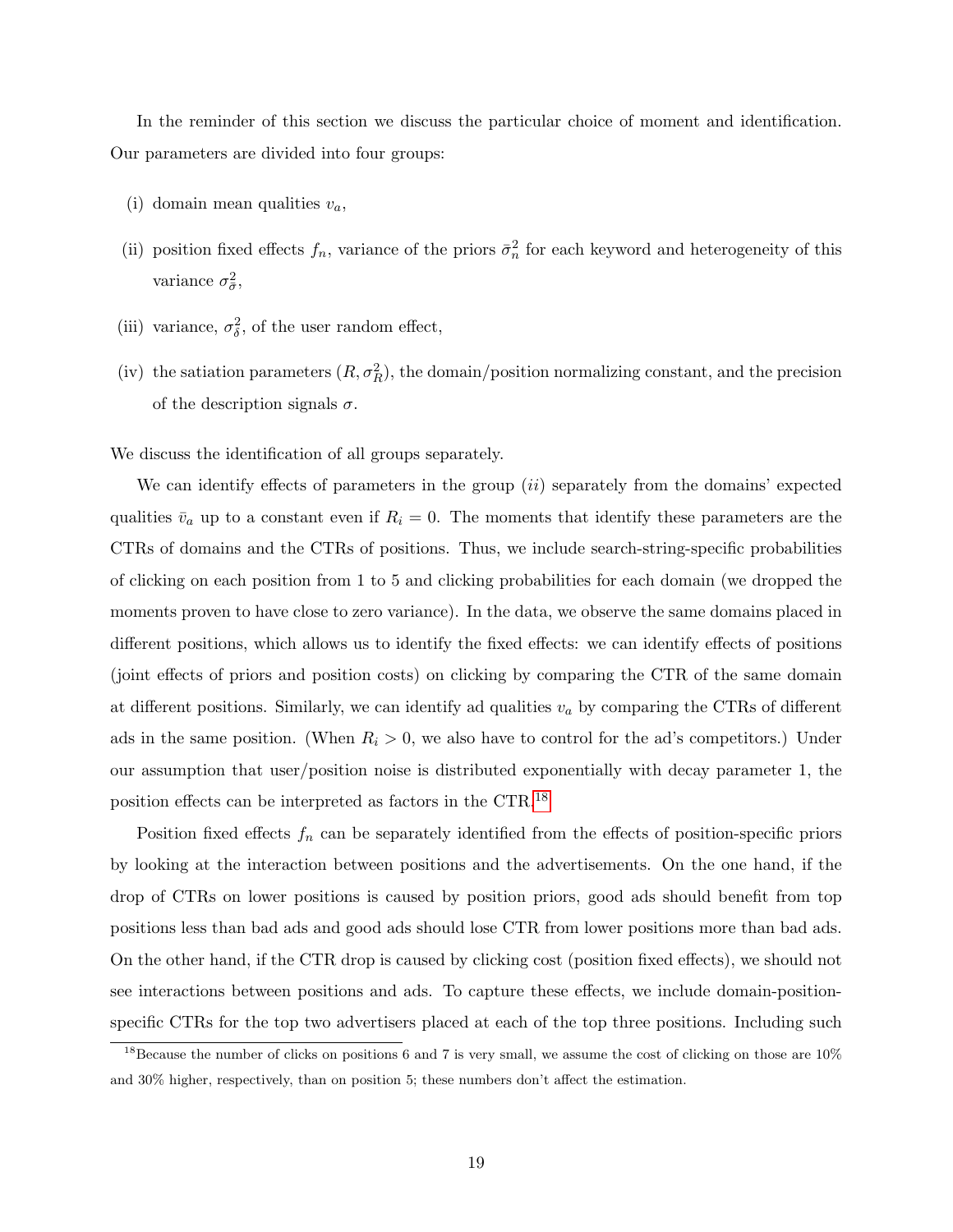In the reminder of this section we discuss the particular choice of moment and identification. Our parameters are divided into four groups:

(i) domain mean qualities $v_a$,

(ii) position fixed effects $f_n$, variance of the priors $\bar{\sigma}_n^2$ for each keyword and heterogeneity of this variance $\sigma_{\bar{\sigma}}^2$,

(iii) variance, $\sigma_\delta^2$, of the user random effect,

(iv) the satiation parameters $(R, \sigma_R^2)$, the domain/position normalizing constant, and the precision of the description signals $\sigma$.

We discuss the identification of all groups separately.

We can identify effects of parameters in the group (*ii*) separately from the domains' expected qualities $\bar{v}_a$ up to a constant even if $R_i = 0$. The moments that identify these parameters are the CTRs of domains and the CTRs of positions. Thus, we include search-string-specific probabilities of clicking on each position from 1 to 5 and clicking probabilities for each domain (we dropped the moments proven to have close to zero variance). In the data, we observe the same domains placed in different positions, which allows us to identify the fixed effects: we can identify effects of positions (joint effects of priors and position costs) on clicking by comparing the CTR of the same domain at different positions. Similarly, we can identify ad qualities $v_a$ by comparing the CTRs of different ads in the same position. (When $R_i > 0$, we also have to control for the ad's competitors.) Under our assumption that user/position noise is distributed exponentially with decay parameter 1, the position effects can be interpreted as factors in the CTR.[18]

Position fixed effects $f_n$ can be separately identified from the effects of position-specific priors by looking at the interaction between positions and the advertisements. On the one hand, if the drop of CTRs on lower positions is caused by position priors, good ads should benefit from top positions less than bad ads and good ads should lose CTR from lower positions more than bad ads. On the other hand, if the CTR drop is caused by clicking cost (position fixed effects), we should not see interactions between positions and ads. To capture these effects, we include domain-position-specific CTRs for the top two advertisers placed at each of the top three positions. Including such

[18] Because the number of clicks on positions 6 and 7 is very small, we assume the cost of clicking on those are 10% and 30% higher, respectively, than on position 5; these numbers don't affect the estimation.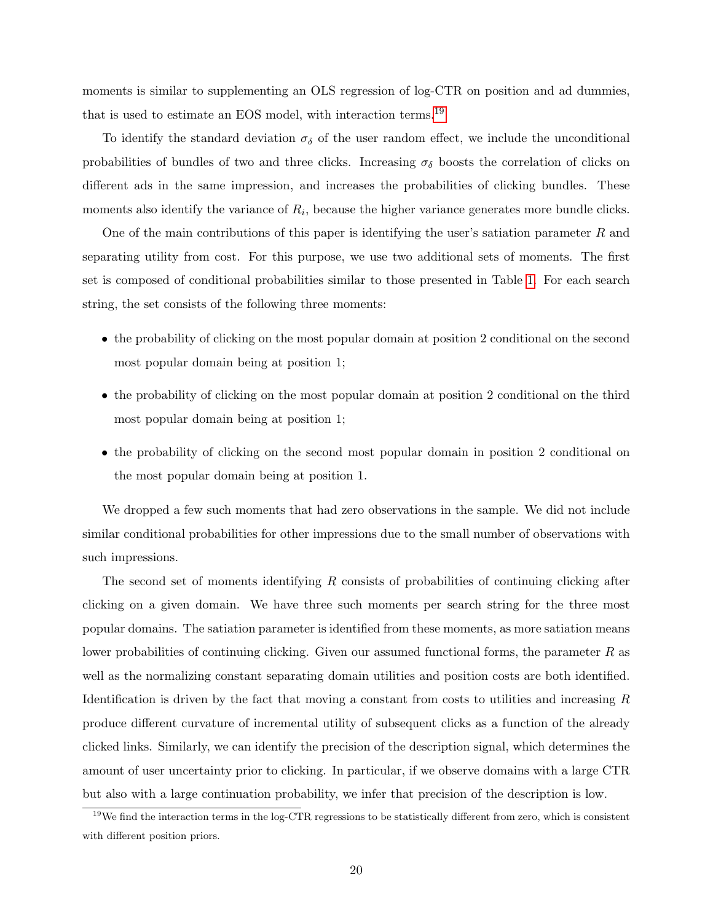moments is similar to supplementing an OLS regression of log-CTR on position and ad dummies, that is used to estimate an EOS model, with interaction terms.[19]

To identify the standard deviation $\sigma_\delta$ of the user random effect, we include the unconditional probabilities of bundles of two and three clicks. Increasing $\sigma_\delta$ boosts the correlation of clicks on different ads in the same impression, and increases the probabilities of clicking bundles. These moments also identify the variance of $R_i$, because the higher variance generates more bundle clicks.

One of the main contributions of this paper is identifying the user's satiation parameter $R$ and separating utility from cost. For this purpose, we use two additional sets of moments. The first set is composed of conditional probabilities similar to those presented in Table 1. For each search string, the set consists of the following three moments:

- the probability of clicking on the most popular domain at position 2 conditional on the second most popular domain being at position 1;
- the probability of clicking on the most popular domain at position 2 conditional on the third most popular domain being at position 1;
- the probability of clicking on the second most popular domain in position 2 conditional on the most popular domain being at position 1.

We dropped a few such moments that had zero observations in the sample. We did not include similar conditional probabilities for other impressions due to the small number of observations with such impressions.

The second set of moments identifying $R$ consists of probabilities of continuing clicking after clicking on a given domain. We have three such moments per search string for the three most popular domains. The satiation parameter is identified from these moments, as more satiation means lower probabilities of continuing clicking. Given our assumed functional forms, the parameter $R$ as well as the normalizing constant separating domain utilities and position costs are both identified. Identification is driven by the fact that moving a constant from costs to utilities and increasing $R$ produce different curvature of incremental utility of subsequent clicks as a function of the already clicked links. Similarly, we can identify the precision of the description signal, which determines the amount of user uncertainty prior to clicking. In particular, if we observe domains with a large CTR but also with a large continuation probability, we infer that precision of the description is low.

[19] We find the interaction terms in the log-CTR regressions to be statistically different from zero, which is consistent with different position priors.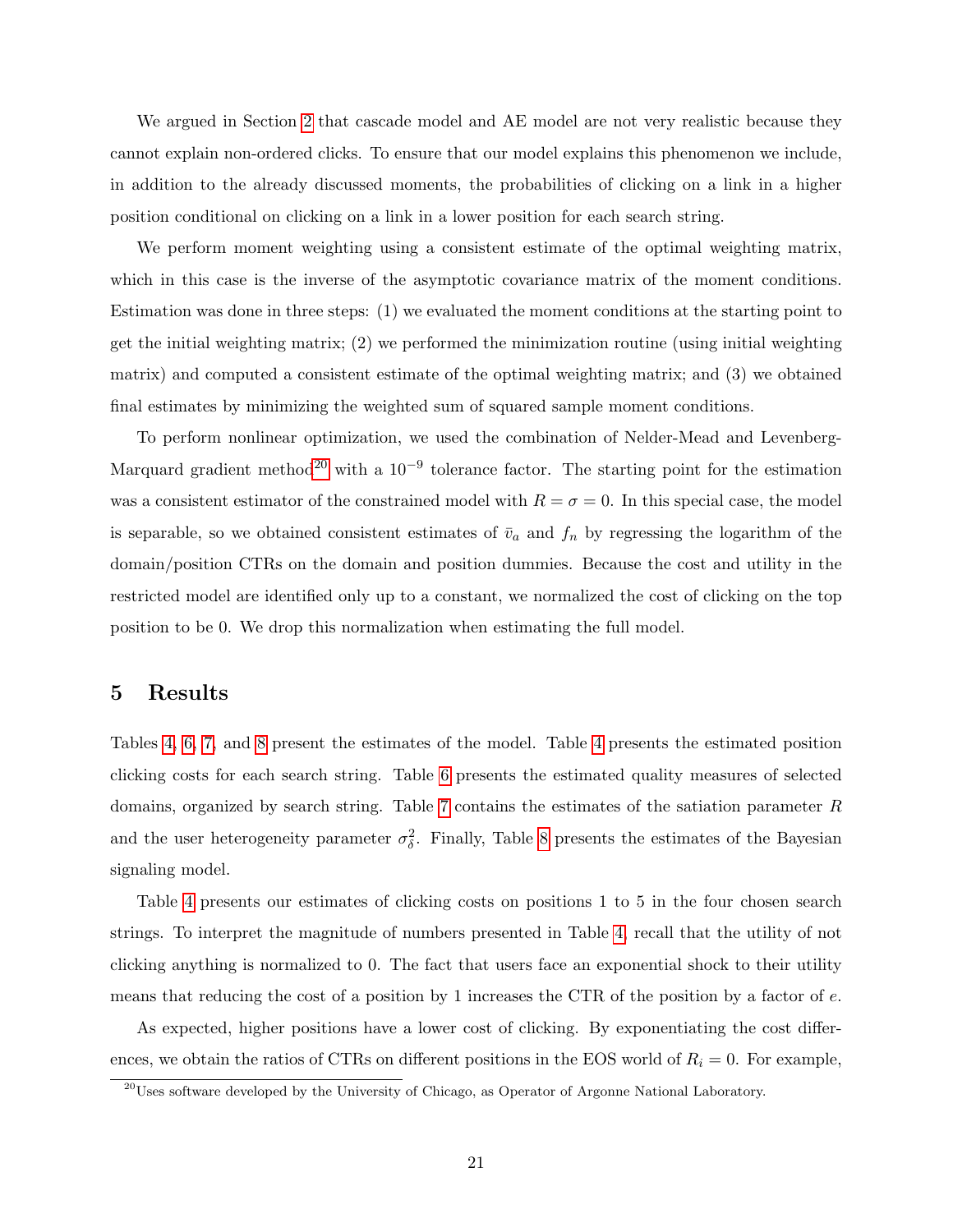We argued in Section 2 that cascade model and AE model are not very realistic because they cannot explain non-ordered clicks. To ensure that our model explains this phenomenon we include, in addition to the already discussed moments, the probabilities of clicking on a link in a higher position conditional on clicking on a link in a lower position for each search string.

We perform moment weighting using a consistent estimate of the optimal weighting matrix, which in this case is the inverse of the asymptotic covariance matrix of the moment conditions. Estimation was done in three steps: (1) we evaluated the moment conditions at the starting point to get the initial weighting matrix; (2) we performed the minimization routine (using initial weighting matrix) and computed a consistent estimate of the optimal weighting matrix; and (3) we obtained final estimates by minimizing the weighted sum of squared sample moment conditions.

To perform nonlinear optimization, we used the combination of Nelder-Mead and Levenberg-Marquard gradient method[20] with a $10^{-9}$ tolerance factor. The starting point for the estimation was a consistent estimator of the constrained model with $R = \sigma = 0$. In this special case, the model is separable, so we obtained consistent estimates of $\bar{v}_a$ and $f_n$ by regressing the logarithm of the domain/position CTRs on the domain and position dummies. Because the cost and utility in the restricted model are identified only up to a constant, we normalized the cost of clicking on the top position to be 0. We drop this normalization when estimating the full model.

# 5 Results

Tables 4, 6, 7, and 8 present the estimates of the model. Table 4 presents the estimated position clicking costs for each search string. Table 6 presents the estimated quality measures of selected domains, organized by search string. Table 7 contains the estimates of the satiation parameter $R$ and the user heterogeneity parameter $\sigma_\delta^2$. Finally, Table 8 presents the estimates of the Bayesian signaling model.

Table 4 presents our estimates of clicking costs on positions 1 to 5 in the four chosen search strings. To interpret the magnitude of numbers presented in Table 4, recall that the utility of not clicking anything is normalized to 0. The fact that users face an exponential shock to their utility means that reducing the cost of a position by 1 increases the CTR of the position by a factor of $e$.

As expected, higher positions have a lower cost of clicking. By exponentiating the cost differences, we obtain the ratios of CTRs on different positions in the EOS world of $R_i = 0$. For example,

[20] Uses software developed by the University of Chicago, as Operator of Argonne National Laboratory.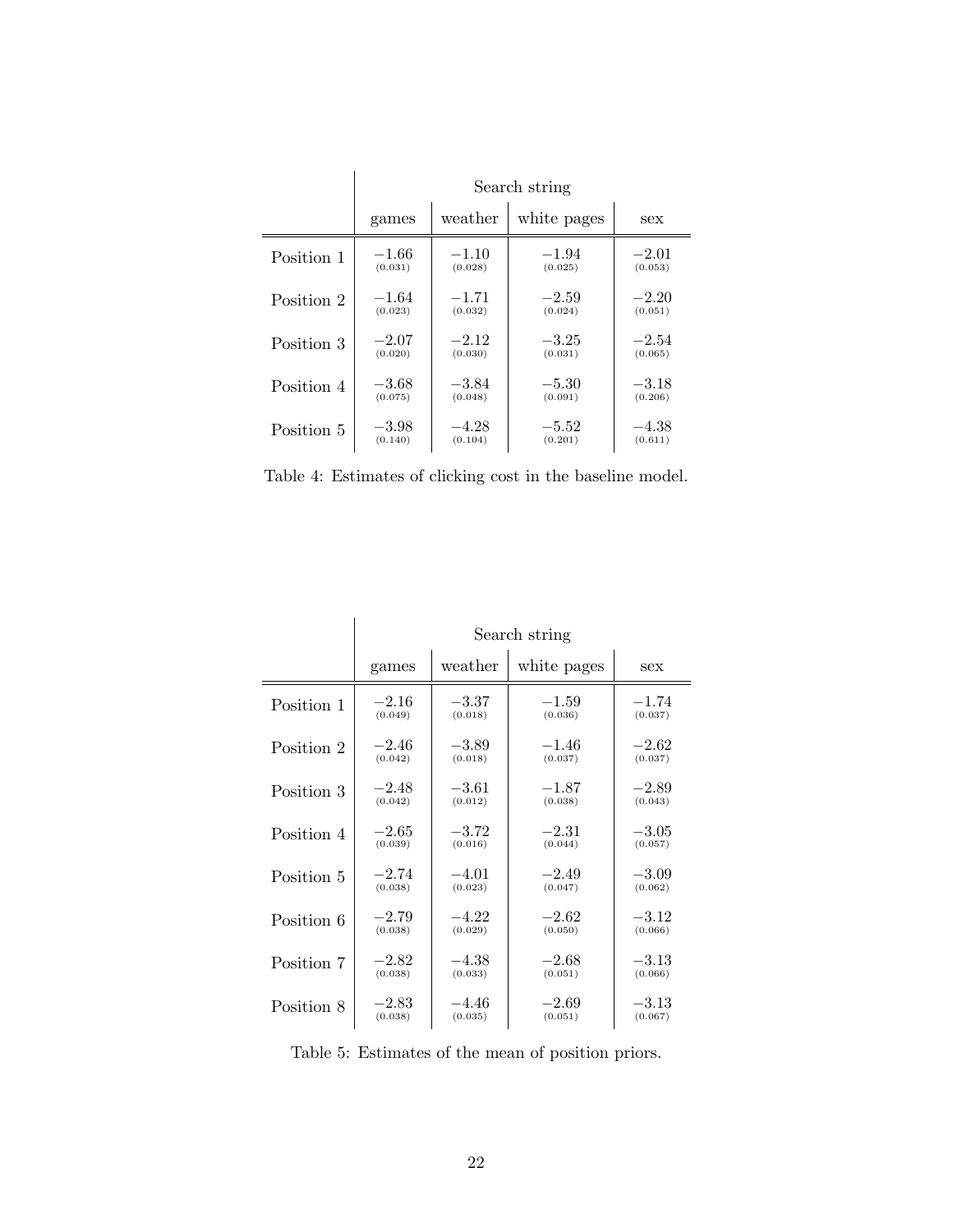| | Search string | | | |
|---|---|---|---|---|
| | games | weather | white pages | sex |
| Position 1 | $-1.66$ (0.031) | $-1.10$ (0.028) | $-1.94$ (0.025) | $-2.01$ (0.053) |
| Position 2 | $-1.64$ (0.023) | $-1.71$ (0.032) | $-2.59$ (0.024) | $-2.20$ (0.051) |
| Position 3 | $-2.07$ (0.020) | $-2.12$ (0.030) | $-3.25$ (0.031) | $-2.54$ (0.065) |
| Position 4 | $-3.68$ (0.075) | $-3.84$ (0.048) | $-5.30$ (0.091) | $-3.18$ (0.206) |
| Position 5 | $-3.98$ (0.140) | $-4.28$ (0.104) | $-5.52$ (0.201) | $-4.38$ (0.611) |

Table 4: Estimates of clicking cost in the baseline model.

| | Search string | | | |
|---|---|---|---|---|
| | games | weather | white pages | sex |
| Position 1 | $-2.16$ (0.049) | $-3.37$ (0.018) | $-1.59$ (0.036) | $-1.74$ (0.037) |
| Position 2 | $-2.46$ (0.042) | $-3.89$ (0.018) | $-1.46$ (0.037) | $-2.62$ (0.037) |
| Position 3 | $-2.48$ (0.042) | $-3.61$ (0.012) | $-1.87$ (0.038) | $-2.89$ (0.043) |
| Position 4 | $-2.65$ (0.039) | $-3.72$ (0.016) | $-2.31$ (0.044) | $-3.05$ (0.057) |
| Position 5 | $-2.74$ (0.038) | $-4.01$ (0.023) | $-2.49$ (0.047) | $-3.09$ (0.062) |
| Position 6 | $-2.79$ (0.038) | $-4.22$ (0.029) | $-2.62$ (0.050) | $-3.12$ (0.066) |
| Position 7 | $-2.82$ (0.038) | $-4.38$ (0.033) | $-2.68$ (0.051) | $-3.13$ (0.066) |
| Position 8 | $-2.83$ (0.038) | $-4.46$ (0.035) | $-2.69$ (0.051) | $-3.13$ (0.067) |

Table 5: Estimates of the mean of position priors.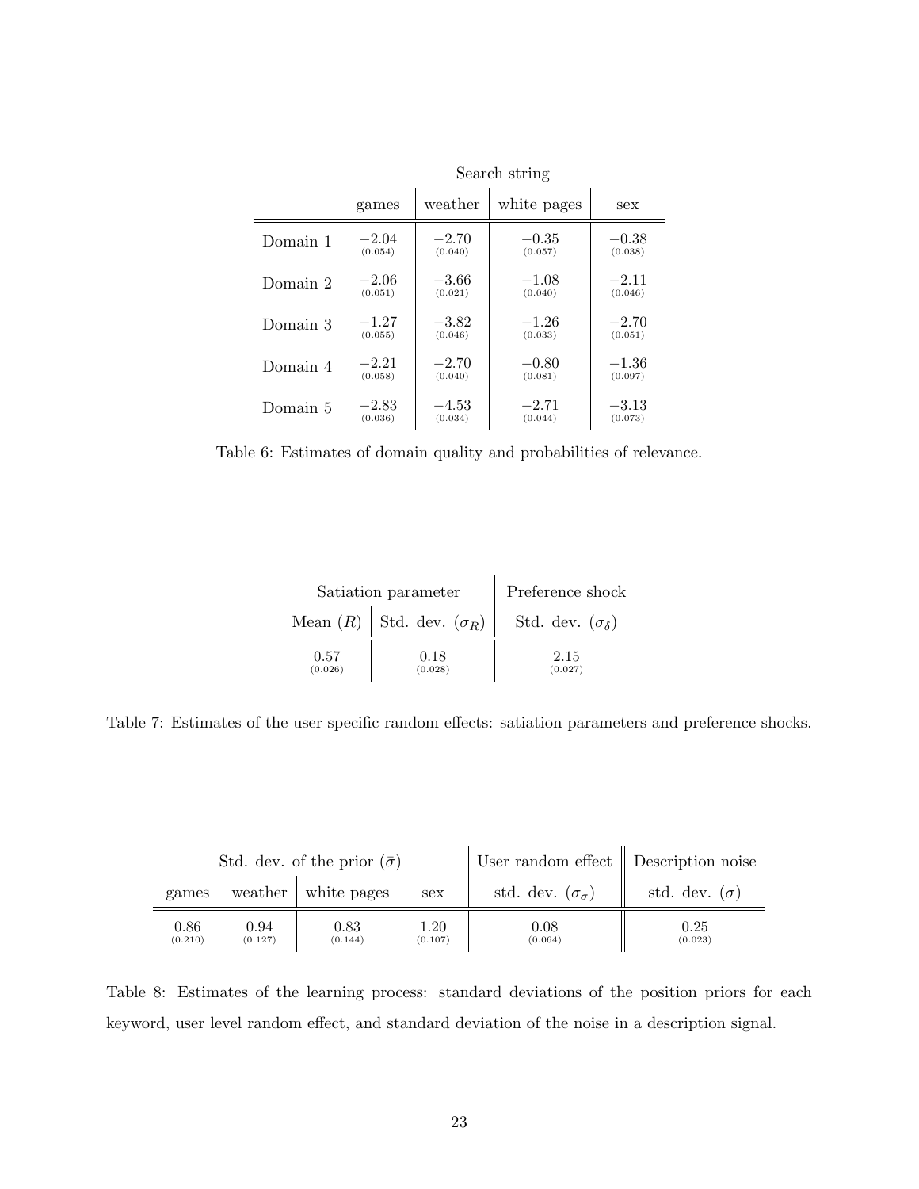| | Search string | | | |
|---|---|---|---|---|
| | games | weather | white pages | sex |
| Domain 1 | $-2.04$ (0.054) | $-2.70$ (0.040) | $-0.35$ (0.057) | $-0.38$ (0.038) |
| Domain 2 | $-2.06$ (0.051) | $-3.66$ (0.021) | $-1.08$ (0.040) | $-2.11$ (0.046) |
| Domain 3 | $-1.27$ (0.055) | $-3.82$ (0.046) | $-1.26$ (0.033) | $-2.70$ (0.051) |
| Domain 4 | $-2.21$ (0.058) | $-2.70$ (0.040) | $-0.80$ (0.081) | $-1.36$ (0.097) |
| Domain 5 | $-2.83$ (0.036) | $-4.53$ (0.034) | $-2.71$ (0.044) | $-3.13$ (0.073) |

Table 6: Estimates of domain quality and probabilities of relevance.

| Satiation parameter | | Preference shock |
|---|---|---|
| Mean ($R$) | Std. dev. ($\sigma_R$) | Std. dev. ($\sigma_\delta$) |
| 0.57 (0.026) | 0.18 (0.028) | 2.15 (0.027) |

Table 7: Estimates of the user specific random effects: satiation parameters and preference shocks.

| Std. dev. of the prior ($\bar{\sigma}$) | | | | User random effect | Description noise |
|---|---|---|---|---|---|
| games | weather | white pages | sex | std. dev. ($\sigma_{\bar{\sigma}}$) | std. dev. ($\sigma$) |
| 0.86 (0.210) | 0.94 (0.127) | 0.83 (0.144) | 1.20 (0.107) | 0.08 (0.064) | 0.25 (0.023) |

Table 8: Estimates of the learning process: standard deviations of the position priors for each keyword, user level random effect, and standard deviation of the noise in a description signal.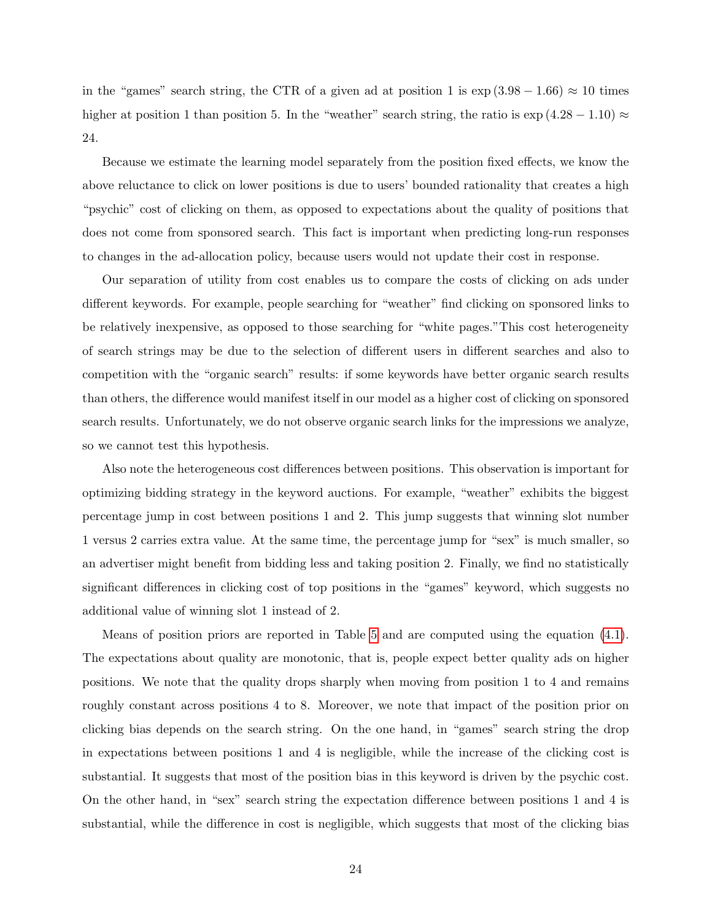in the "games" search string, the CTR of a given ad at position 1 is $\exp(3.98 - 1.66) \approx 10$ times higher at position 1 than position 5. In the "weather" search string, the ratio is $\exp(4.28 - 1.10) \approx 24$.

Because we estimate the learning model separately from the position fixed effects, we know the above reluctance to click on lower positions is due to users' bounded rationality that creates a high "psychic" cost of clicking on them, as opposed to expectations about the quality of positions that does not come from sponsored search. This fact is important when predicting long-run responses to changes in the ad-allocation policy, because users would not update their cost in response.

Our separation of utility from cost enables us to compare the costs of clicking on ads under different keywords. For example, people searching for "weather" find clicking on sponsored links to be relatively inexpensive, as opposed to those searching for "white pages."This cost heterogeneity of search strings may be due to the selection of different users in different searches and also to competition with the "organic search" results: if some keywords have better organic search results than others, the difference would manifest itself in our model as a higher cost of clicking on sponsored search results. Unfortunately, we do not observe organic search links for the impressions we analyze, so we cannot test this hypothesis.

Also note the heterogeneous cost differences between positions. This observation is important for optimizing bidding strategy in the keyword auctions. For example, "weather" exhibits the biggest percentage jump in cost between positions 1 and 2. This jump suggests that winning slot number 1 versus 2 carries extra value. At the same time, the percentage jump for "sex" is much smaller, so an advertiser might benefit from bidding less and taking position 2. Finally, we find no statistically significant differences in clicking cost of top positions in the "games" keyword, which suggests no additional value of winning slot 1 instead of 2.

Means of position priors are reported in Table 5 and are computed using the equation (4.1). The expectations about quality are monotonic, that is, people expect better quality ads on higher positions. We note that the quality drops sharply when moving from position 1 to 4 and remains roughly constant across positions 4 to 8. Moreover, we note that impact of the position prior on clicking bias depends on the search string. On the one hand, in "games" search string the drop in expectations between positions 1 and 4 is negligible, while the increase of the clicking cost is substantial. It suggests that most of the position bias in this keyword is driven by the psychic cost. On the other hand, in "sex" search string the expectation difference between positions 1 and 4 is substantial, while the difference in cost is negligible, which suggests that most of the clicking bias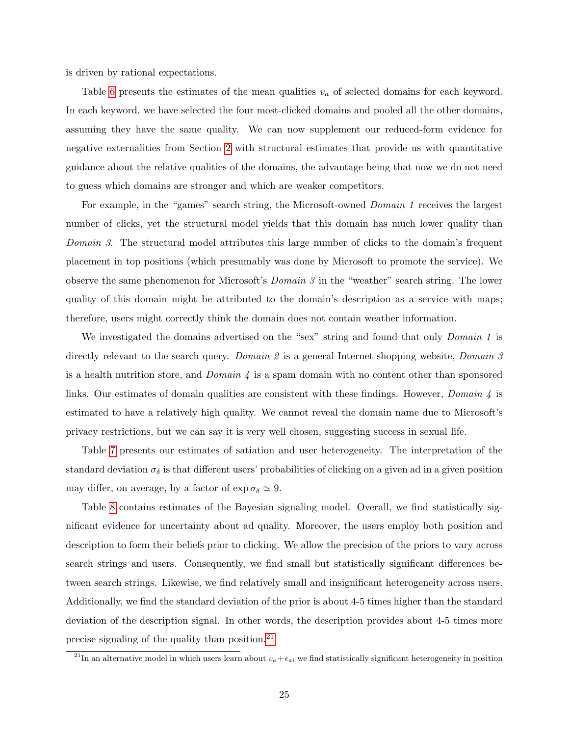is driven by rational expectations.

Table 6 presents the estimates of the mean qualities $v_a$ of selected domains for each keyword. In each keyword, we have selected the four most-clicked domains and pooled all the other domains, assuming they have the same quality. We can now supplement our reduced-form evidence for negative externalities from Section 2 with structural estimates that provide us with quantitative guidance about the relative qualities of the domains, the advantage being that now we do not need to guess which domains are stronger and which are weaker competitors.

For example, in the "games" search string, the Microsoft-owned *Domain 1* receives the largest number of clicks, yet the structural model yields that this domain has much lower quality than *Domain 3*. The structural model attributes this large number of clicks to the domain's frequent placement in top positions (which presumably was done by Microsoft to promote the service). We observe the same phenomenon for Microsoft's *Domain 3* in the "weather" search string. The lower quality of this domain might be attributed to the domain's description as a service with maps; therefore, users might correctly think the domain does not contain weather information.

We investigated the domains advertised on the "sex" string and found that only *Domain 1* is directly relevant to the search query. *Domain 2* is a general Internet shopping website, *Domain 3* is a health nutrition store, and *Domain 4* is a spam domain with no content other than sponsored links. Our estimates of domain qualities are consistent with these findings. However, *Domain 4* is estimated to have a relatively high quality. We cannot reveal the domain name due to Microsoft's privacy restrictions, but we can say it is very well chosen, suggesting success in sexual life.

Table 7 presents our estimates of satiation and user heterogeneity. The interpretation of the standard deviation $\sigma_\delta$ is that different users' probabilities of clicking on a given ad in a given position may differ, on average, by a factor of $\exp \sigma_\delta \simeq 9$.

Table 8 contains estimates of the Bayesian signaling model. Overall, we find statistically significant evidence for uncertainty about ad quality. Moreover, the users employ both position and description to form their beliefs prior to clicking. We allow the precision of the priors to vary across search strings and users. Consequently, we find small but statistically significant differences between search strings. Likewise, we find relatively small and insignificant heterogeneity across users. Additionally, we find the standard deviation of the prior is about 4-5 times higher than the standard deviation of the description signal. In other words, the description provides about 4-5 times more precise signaling of the quality than position.[21]

[21] In an alternative model in which users learn about $v_a + \epsilon_{ai}$ we find statistically significant heterogeneity in position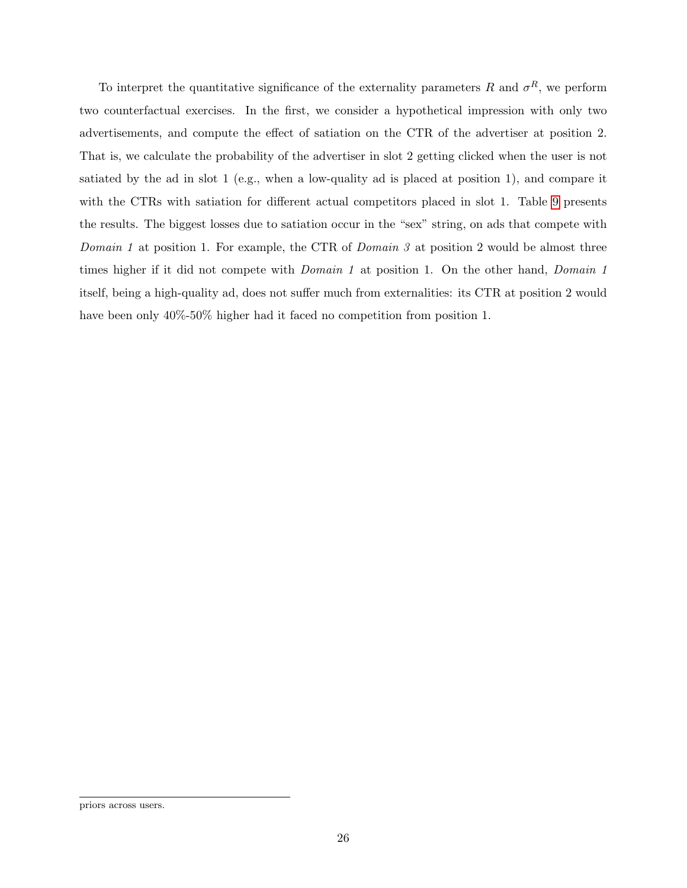To interpret the quantitative significance of the externality parameters $R$ and $\sigma^R$, we perform two counterfactual exercises. In the first, we consider a hypothetical impression with only two advertisements, and compute the effect of satiation on the CTR of the advertiser at position 2. That is, we calculate the probability of the advertiser in slot 2 getting clicked when the user is not satiated by the ad in slot 1 (e.g., when a low-quality ad is placed at position 1), and compare it with the CTRs with satiation for different actual competitors placed in slot 1. Table 9 presents the results. The biggest losses due to satiation occur in the "sex" string, on ads that compete with *Domain 1* at position 1. For example, the CTR of *Domain 3* at position 2 would be almost three times higher if it did not compete with *Domain 1* at position 1. On the other hand, *Domain 1* itself, being a high-quality ad, does not suffer much from externalities: its CTR at position 2 would have been only 40%-50% higher had it faced no competition from position 1.

---

priors across users.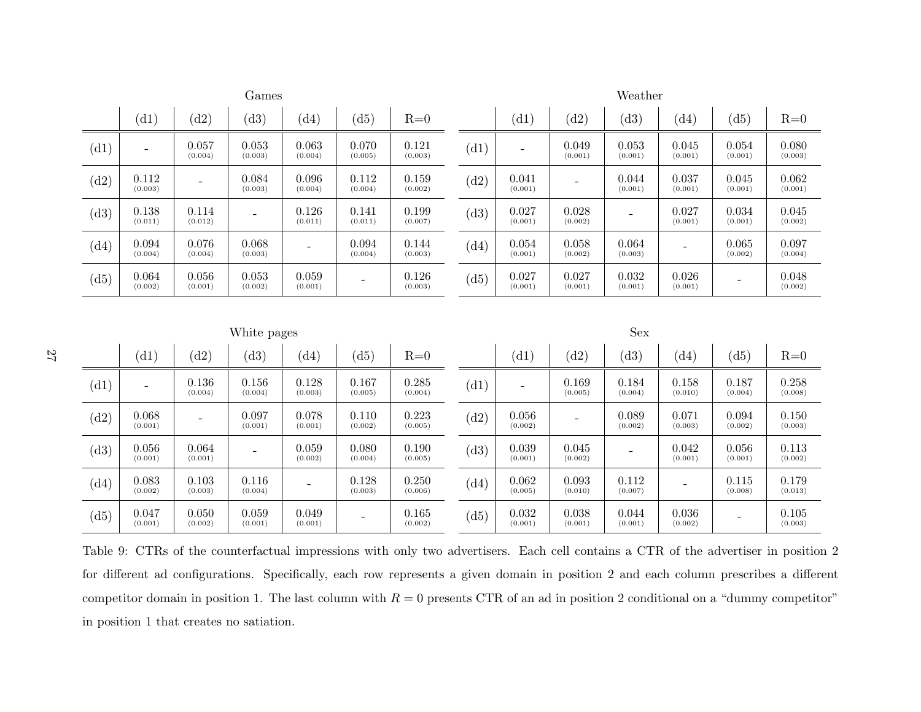**Games**

| | (d1) | (d2) | (d3) | (d4) | (d5) | R=0 |
|---|---|---|---|---|---|---|
| (d1) | - | 0.057 (0.004) | 0.053 (0.003) | 0.063 (0.004) | 0.070 (0.005) | 0.121 (0.003) |
| (d2) | 0.112 (0.003) | - | 0.084 (0.003) | 0.096 (0.004) | 0.112 (0.004) | 0.159 (0.002) |
| (d3) | 0.138 (0.011) | 0.114 (0.012) | - | 0.126 (0.011) | 0.141 (0.011) | 0.199 (0.007) |
| (d4) | 0.094 (0.004) | 0.076 (0.004) | 0.068 (0.003) | - | 0.094 (0.004) | 0.144 (0.003) |
| (d5) | 0.064 (0.002) | 0.056 (0.001) | 0.053 (0.002) | 0.059 (0.001) | - | 0.126 (0.003) |

**Weather**

| | (d1) | (d2) | (d3) | (d4) | (d5) | R=0 |
|---|---|---|---|---|---|---|
| (d1) | - | 0.049 (0.001) | 0.053 (0.001) | 0.045 (0.001) | 0.054 (0.001) | 0.080 (0.003) |
| (d2) | 0.041 (0.001) | - | 0.044 (0.001) | 0.037 (0.001) | 0.045 (0.001) | 0.062 (0.001) |
| (d3) | 0.027 (0.001) | 0.028 (0.002) | - | 0.027 (0.001) | 0.034 (0.001) | 0.045 (0.002) |
| (d4) | 0.054 (0.001) | 0.058 (0.002) | 0.064 (0.003) | - | 0.065 (0.002) | 0.097 (0.004) |
| (d5) | 0.027 (0.001) | 0.027 (0.001) | 0.032 (0.001) | 0.026 (0.001) | - | 0.048 (0.002) |

**White pages**

| | (d1) | (d2) | (d3) | (d4) | (d5) | R=0 |
|---|---|---|---|---|---|---|
| (d1) | - | 0.136 (0.004) | 0.156 (0.004) | 0.128 (0.003) | 0.167 (0.005) | 0.285 (0.004) |
| (d2) | 0.068 (0.001) | - | 0.097 (0.001) | 0.078 (0.001) | 0.110 (0.002) | 0.223 (0.005) |
| (d3) | 0.056 (0.001) | 0.064 (0.001) | - | 0.059 (0.002) | 0.080 (0.004) | 0.190 (0.005) |
| (d4) | 0.083 (0.002) | 0.103 (0.003) | 0.116 (0.004) | - | 0.128 (0.003) | 0.250 (0.006) |
| (d5) | 0.047 (0.001) | 0.050 (0.002) | 0.059 (0.001) | 0.049 (0.001) | - | 0.165 (0.002) |

**Sex**

| | (d1) | (d2) | (d3) | (d4) | (d5) | R=0 |
|---|---|---|---|---|---|---|
| (d1) | - | 0.169 (0.005) | 0.184 (0.004) | 0.158 (0.010) | 0.187 (0.004) | 0.258 (0.008) |
| (d2) | 0.056 (0.002) | - | 0.089 (0.002) | 0.071 (0.003) | 0.094 (0.002) | 0.150 (0.003) |
| (d3) | 0.039 (0.001) | 0.045 (0.002) | - | 0.042 (0.001) | 0.056 (0.001) | 0.113 (0.002) |
| (d4) | 0.062 (0.005) | 0.093 (0.010) | 0.112 (0.007) | - | 0.115 (0.008) | 0.179 (0.013) |
| (d5) | 0.032 (0.001) | 0.038 (0.001) | 0.044 (0.001) | 0.036 (0.002) | - | 0.105 (0.003) |

Table 9: CTRs of the counterfactual impressions with only two advertisers. Each cell contains a CTR of the advertiser in position 2 for different ad configurations. Specifically, each row represents a given domain in position 2 and each column prescribes a different competitor domain in position 1. The last column with $R = 0$ presents CTR of an ad in position 2 conditional on a "dummy competitor" in position 1 that creates no satiation.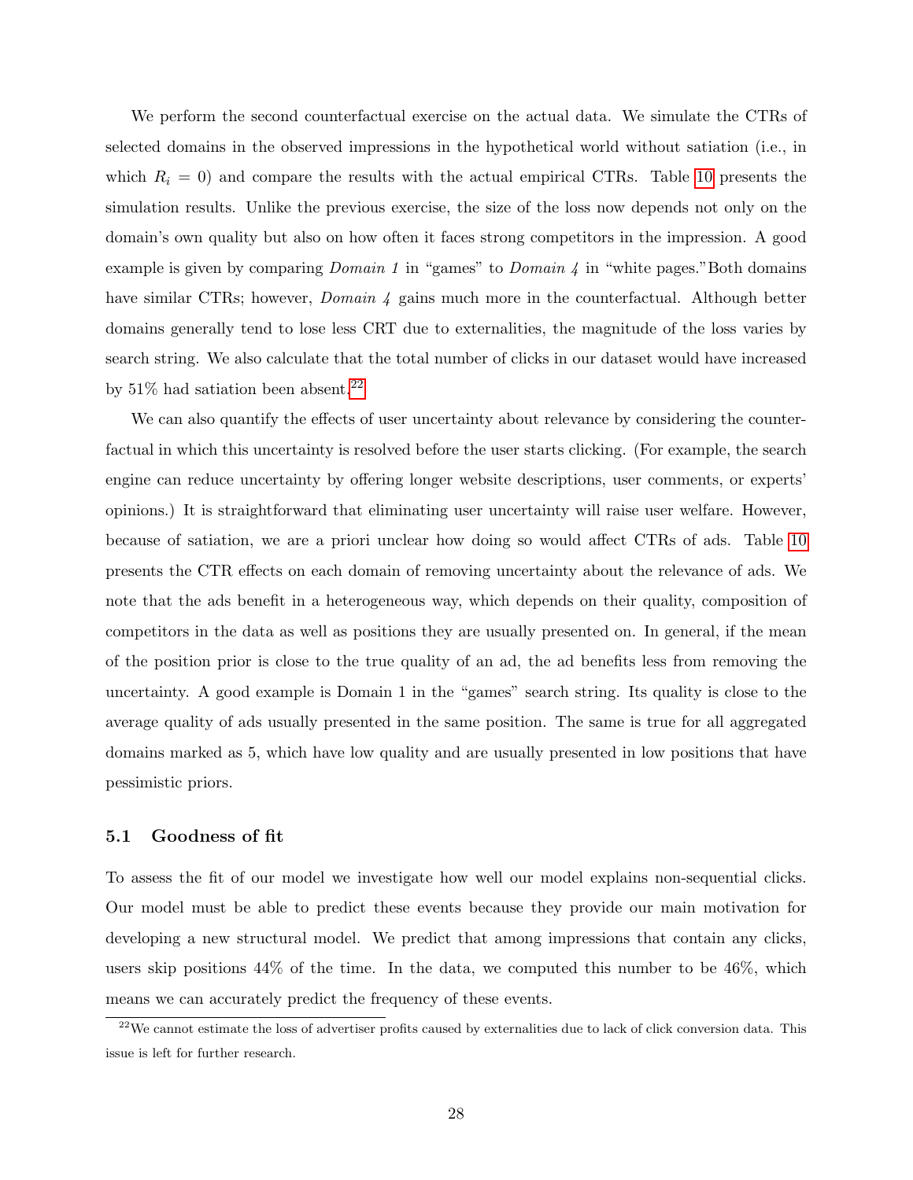We perform the second counterfactual exercise on the actual data. We simulate the CTRs of selected domains in the observed impressions in the hypothetical world without satiation (i.e., in which $R_i = 0$) and compare the results with the actual empirical CTRs. Table 10 presents the simulation results. Unlike the previous exercise, the size of the loss now depends not only on the domain's own quality but also on how often it faces strong competitors in the impression. A good example is given by comparing *Domain 1* in "games" to *Domain 4* in "white pages."Both domains have similar CTRs; however, *Domain 4* gains much more in the counterfactual. Although better domains generally tend to lose less CRT due to externalities, the magnitude of the loss varies by search string. We also calculate that the total number of clicks in our dataset would have increased by 51% had satiation been absent.[22]

We can also quantify the effects of user uncertainty about relevance by considering the counterfactual in which this uncertainty is resolved before the user starts clicking. (For example, the search engine can reduce uncertainty by offering longer website descriptions, user comments, or experts' opinions.) It is straightforward that eliminating user uncertainty will raise user welfare. However, because of satiation, we are a priori unclear how doing so would affect CTRs of ads. Table 10 presents the CTR effects on each domain of removing uncertainty about the relevance of ads. We note that the ads benefit in a heterogeneous way, which depends on their quality, composition of competitors in the data as well as positions they are usually presented on. In general, if the mean of the position prior is close to the true quality of an ad, the ad benefits less from removing the uncertainty. A good example is Domain 1 in the "games" search string. Its quality is close to the average quality of ads usually presented in the same position. The same is true for all aggregated domains marked as 5, which have low quality and are usually presented in low positions that have pessimistic priors.

### 5.1 Goodness of fit

To assess the fit of our model we investigate how well our model explains non-sequential clicks. Our model must be able to predict these events because they provide our main motivation for developing a new structural model. We predict that among impressions that contain any clicks, users skip positions 44% of the time. In the data, we computed this number to be 46%, which means we can accurately predict the frequency of these events.

[22] We cannot estimate the loss of advertiser profits caused by externalities due to lack of click conversion data. This issue is left for further research.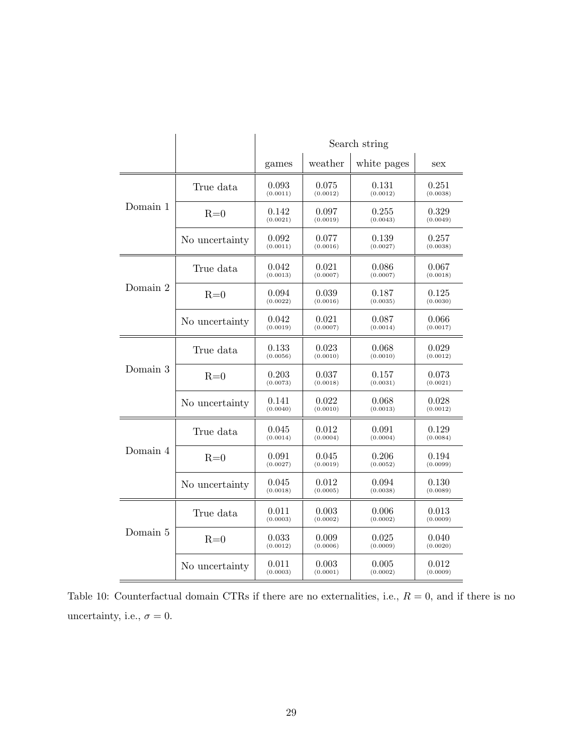| | | Search string | | | |
|---|---|---|---|---|---|
| | | games | weather | white pages | sex |
| Domain 1 | True data | 0.093 (0.0011) | 0.075 (0.0012) | 0.131 (0.0012) | 0.251 (0.0038) |
| | R=0 | 0.142 (0.0021) | 0.097 (0.0019) | 0.255 (0.0043) | 0.329 (0.0049) |
| | No uncertainty | 0.092 (0.0011) | 0.077 (0.0016) | 0.139 (0.0027) | 0.257 (0.0038) |
| Domain 2 | True data | 0.042 (0.0013) | 0.021 (0.0007) | 0.086 (0.0007) | 0.067 (0.0018) |
| | R=0 | 0.094 (0.0022) | 0.039 (0.0016) | 0.187 (0.0035) | 0.125 (0.0030) |
| | No uncertainty | 0.042 (0.0019) | 0.021 (0.0007) | 0.087 (0.0014) | 0.066 (0.0017) |
| Domain 3 | True data | 0.133 (0.0056) | 0.023 (0.0010) | 0.068 (0.0010) | 0.029 (0.0012) |
| | R=0 | 0.203 (0.0073) | 0.037 (0.0018) | 0.157 (0.0031) | 0.073 (0.0021) |
| | No uncertainty | 0.141 (0.0040) | 0.022 (0.0010) | 0.068 (0.0013) | 0.028 (0.0012) |
| Domain 4 | True data | 0.045 (0.0014) | 0.012 (0.0004) | 0.091 (0.0004) | 0.129 (0.0084) |
| | R=0 | 0.091 (0.0027) | 0.045 (0.0019) | 0.206 (0.0052) | 0.194 (0.0099) |
| | No uncertainty | 0.045 (0.0018) | 0.012 (0.0005) | 0.094 (0.0038) | 0.130 (0.0089) |
| Domain 5 | True data | 0.011 (0.0003) | 0.003 (0.0002) | 0.006 (0.0002) | 0.013 (0.0009) |
| | R=0 | 0.033 (0.0012) | 0.009 (0.0006) | 0.025 (0.0009) | 0.040 (0.0020) |
| | No uncertainty | 0.011 (0.0003) | 0.003 (0.0001) | 0.005 (0.0002) | 0.012 (0.0009) |

Table 10: Counterfactual domain CTRs if there are no externalities, i.e., $R = 0$, and if there is no uncertainty, i.e., $\sigma = 0$.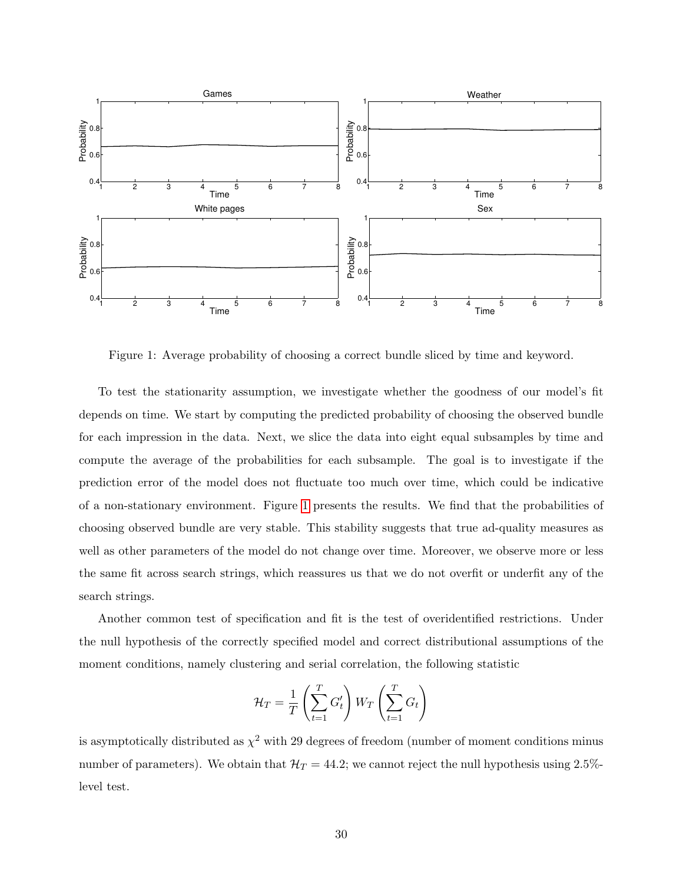Figure 1: Average probability of choosing a correct bundle sliced by time and keyword.

To test the stationarity assumption, we investigate whether the goodness of our model's fit depends on time. We start by computing the predicted probability of choosing the observed bundle for each impression in the data. Next, we slice the data into eight equal subsamples by time and compute the average of the probabilities for each subsample. The goal is to investigate if the prediction error of the model does not fluctuate too much over time, which could be indicative of a non-stationary environment. Figure 1 presents the results. We find that the probabilities of choosing observed bundle are very stable. This stability suggests that true ad-quality measures as well as other parameters of the model do not change over time. Moreover, we observe more or less the same fit across search strings, which reassures us that we do not overfit or underfit any of the search strings.

Another common test of specification and fit is the test of overidentified restrictions. Under the null hypothesis of the correctly specified model and correct distributional assumptions of the moment conditions, namely clustering and serial correlation, the following statistic

$$\mathcal{H}_T = \frac{1}{T}\left(\sum_{t=1}^{T} G_t'\right) W_T \left(\sum_{t=1}^{T} G_t\right)$$

is asymptotically distributed as $\chi^2$ with 29 degrees of freedom (number of moment conditions minus number of parameters). We obtain that $\mathcal{H}_T = 44.2$; we cannot reject the null hypothesis using 2.5%-level test.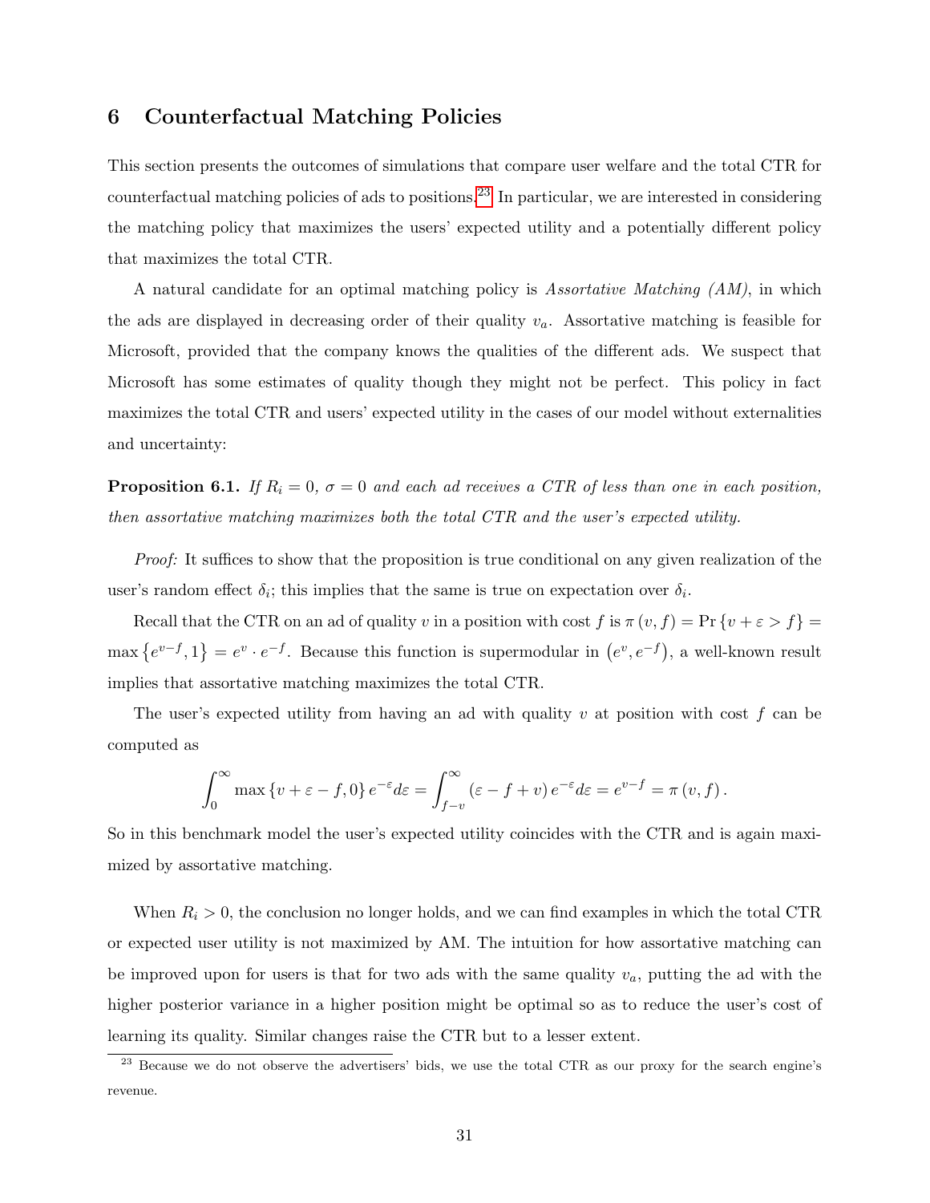## 6 Counterfactual Matching Policies

This section presents the outcomes of simulations that compare user welfare and the total CTR for counterfactual matching policies of ads to positions.[23] In particular, we are interested in considering the matching policy that maximizes the users' expected utility and a potentially different policy that maximizes the total CTR.

A natural candidate for an optimal matching policy is *Assortative Matching (AM)*, in which the ads are displayed in decreasing order of their quality $v_a$. Assortative matching is feasible for Microsoft, provided that the company knows the qualities of the different ads. We suspect that Microsoft has some estimates of quality though they might not be perfect. This policy in fact maximizes the total CTR and users' expected utility in the cases of our model without externalities and uncertainty:

**Proposition 6.1.** *If $R_i = 0$, $\sigma = 0$ and each ad receives a CTR of less than one in each position, then assortative matching maximizes both the total CTR and the user's expected utility.*

*Proof:* It suffices to show that the proposition is true conditional on any given realization of the user's random effect $\delta_i$; this implies that the same is true on expectation over $\delta_i$.

Recall that the CTR on an ad of quality $v$ in a position with cost $f$ is $\pi(v, f) = \Pr\{v + \varepsilon > f\} = \max\{e^{v-f}, 1\} = e^v \cdot e^{-f}$. Because this function is supermodular in $(e^v, e^{-f})$, a well-known result implies that assortative matching maximizes the total CTR.

The user's expected utility from having an ad with quality $v$ at position with cost $f$ can be computed as

$$\int_0^\infty \max\{v + \varepsilon - f, 0\} e^{-\varepsilon} d\varepsilon = \int_{f-v}^\infty (\varepsilon - f + v) e^{-\varepsilon} d\varepsilon = e^{v-f} = \pi(v, f).$$

So in this benchmark model the user's expected utility coincides with the CTR and is again maximized by assortative matching.

When $R_i > 0$, the conclusion no longer holds, and we can find examples in which the total CTR or expected user utility is not maximized by AM. The intuition for how assortative matching can be improved upon for users is that for two ads with the same quality $v_a$, putting the ad with the higher posterior variance in a higher position might be optimal so as to reduce the user's cost of learning its quality. Similar changes raise the CTR but to a lesser extent.

[23] Because we do not observe the advertisers' bids, we use the total CTR as our proxy for the search engine's revenue.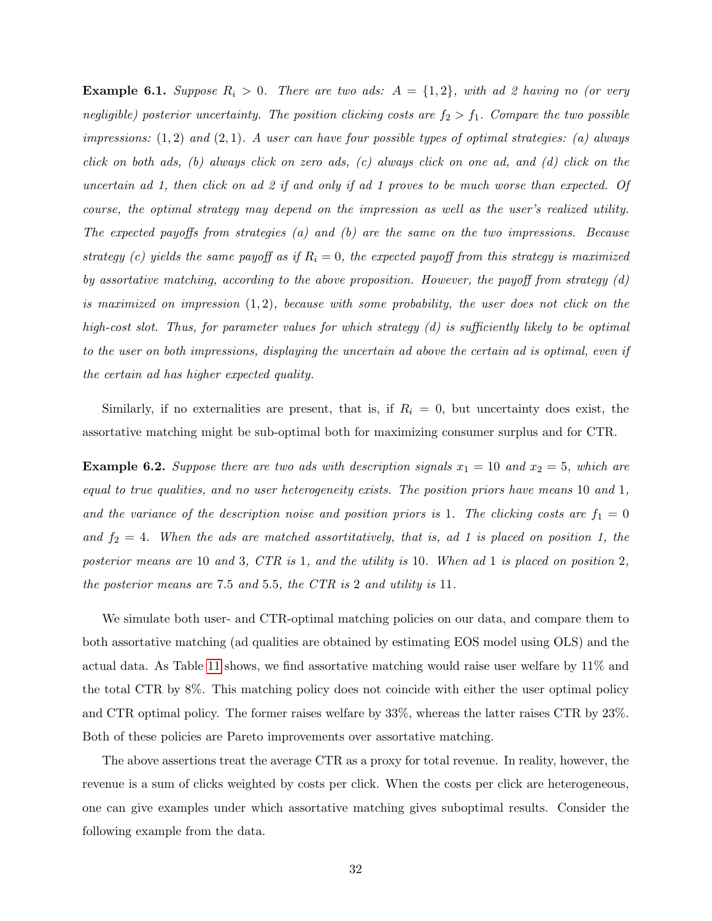**Example 6.1.** *Suppose $R_i > 0$. There are two ads: $A = \{1, 2\}$, with ad 2 having no (or very negligible) posterior uncertainty. The position clicking costs are $f_2 > f_1$. Compare the two possible impressions: $(1, 2)$ and $(2, 1)$. A user can have four possible types of optimal strategies: (a) always click on both ads, (b) always click on zero ads, (c) always click on one ad, and (d) click on the uncertain ad 1, then click on ad 2 if and only if ad 1 proves to be much worse than expected. Of course, the optimal strategy may depend on the impression as well as the user's realized utility. The expected payoffs from strategies (a) and (b) are the same on the two impressions. Because strategy (c) yields the same payoff as if $R_i = 0$, the expected payoff from this strategy is maximized by assortative matching, according to the above proposition. However, the payoff from strategy (d) is maximized on impression $(1, 2)$, because with some probability, the user does not click on the high-cost slot. Thus, for parameter values for which strategy (d) is sufficiently likely to be optimal to the user on both impressions, displaying the uncertain ad above the certain ad is optimal, even if the certain ad has higher expected quality.*

Similarly, if no externalities are present, that is, if $R_i = 0$, but uncertainty does exist, the assortative matching might be sub-optimal both for maximizing consumer surplus and for CTR.

**Example 6.2.** *Suppose there are two ads with description signals $x_1 = 10$ and $x_2 = 5$, which are equal to true qualities, and no user heterogeneity exists. The position priors have means 10 and 1, and the variance of the description noise and position priors is 1. The clicking costs are $f_1 = 0$ and $f_2 = 4$. When the ads are matched assortitatively, that is, ad 1 is placed on position 1, the posterior means are 10 and 3, CTR is 1, and the utility is 10. When ad 1 is placed on position 2, the posterior means are 7.5 and 5.5, the CTR is 2 and utility is 11.*

We simulate both user- and CTR-optimal matching policies on our data, and compare them to both assortative matching (ad qualities are obtained by estimating EOS model using OLS) and the actual data. As Table 11 shows, we find assortative matching would raise user welfare by 11% and the total CTR by 8%. This matching policy does not coincide with either the user optimal policy and CTR optimal policy. The former raises welfare by 33%, whereas the latter raises CTR by 23%. Both of these policies are Pareto improvements over assortative matching.

The above assertions treat the average CTR as a proxy for total revenue. In reality, however, the revenue is a sum of clicks weighted by costs per click. When the costs per click are heterogeneous, one can give examples under which assortative matching gives suboptimal results. Consider the following example from the data.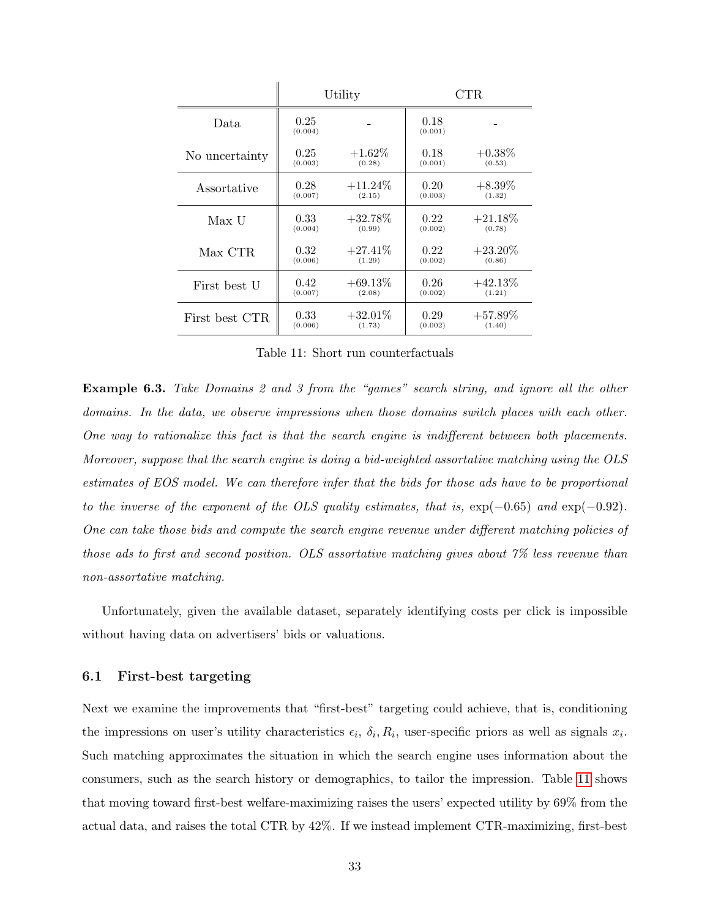| | Utility | | CTR | |
|---|---|---|---|---|
| Data | 0.25 (0.004) | - | 0.18 (0.001) | - |
| No uncertainty | 0.25 (0.003) | +1.62% (0.28) | 0.18 (0.001) | +0.38% (0.53) |
| Assortative | 0.28 (0.007) | +11.24% (2.15) | 0.20 (0.003) | +8.39% (1.32) |
| Max U | 0.33 (0.004) | +32.78% (0.99) | 0.22 (0.002) | +21.18% (0.78) |
| Max CTR | 0.32 (0.006) | +27.41% (1.29) | 0.22 (0.002) | +23.20% (0.86) |
| First best U | 0.42 (0.007) | +69.13% (2.08) | 0.26 (0.002) | +42.13% (1.21) |
| First best CTR | 0.33 (0.006) | +32.01% (1.73) | 0.29 (0.002) | +57.89% (1.40) |

Table 11: Short run counterfactuals

**Example 6.3.** *Take Domains 2 and 3 from the "games" search string, and ignore all the other domains. In the data, we observe impressions when those domains switch places with each other. One way to rationalize this fact is that the search engine is indifferent between both placements. Moreover, suppose that the search engine is doing a bid-weighted assortative matching using the OLS estimates of EOS model. We can therefore infer that the bids for those ads have to be proportional to the inverse of the exponent of the OLS quality estimates, that is,* $\exp(-0.65)$ *and* $\exp(-0.92)$*. One can take those bids and compute the search engine revenue under different matching policies of those ads to first and second position. OLS assortative matching gives about 7% less revenue than non-assortative matching.*

Unfortunately, given the available dataset, separately identifying costs per click is impossible without having data on advertisers' bids or valuations.

## 6.1 First-best targeting

Next we examine the improvements that "first-best" targeting could achieve, that is, conditioning the impressions on user's utility characteristics $\epsilon_i$, $\delta_i, R_i$, user-specific priors as well as signals $x_i$. Such matching approximates the situation in which the search engine uses information about the consumers, such as the search history or demographics, to tailor the impression. Table 11 shows that moving toward first-best welfare-maximizing raises the users' expected utility by 69% from the actual data, and raises the total CTR by 42%. If we instead implement CTR-maximizing, first-best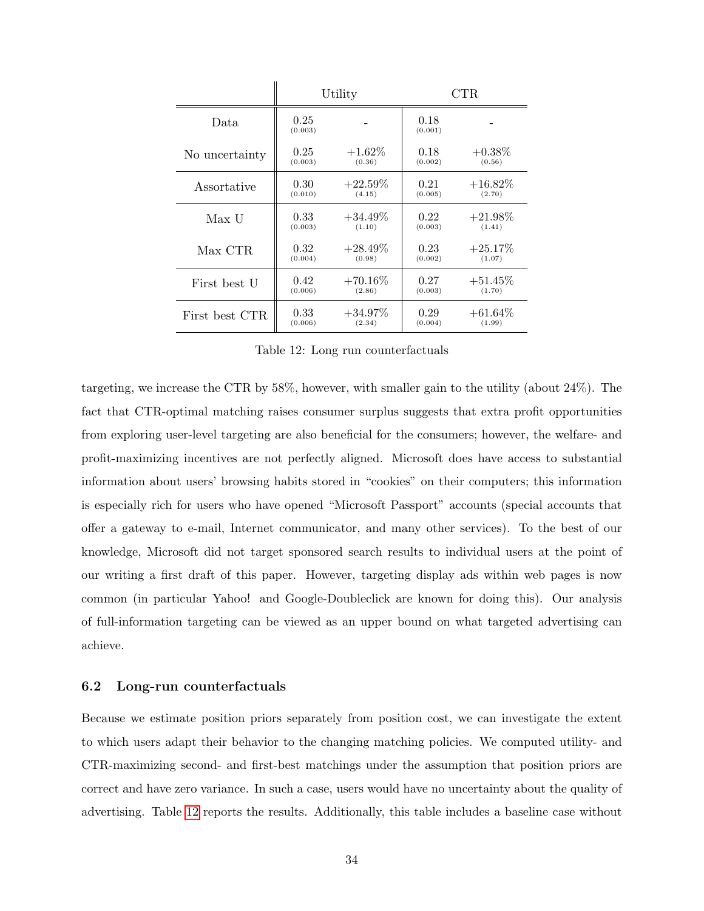| | Utility | | CTR | |
|---|---|---|---|---|
| Data | 0.25 (0.003) | - | 0.18 (0.001) | - |
| No uncertainty | 0.25 (0.003) | +1.62% (0.36) | 0.18 (0.002) | +0.38% (0.56) |
| Assortative | 0.30 (0.010) | +22.59% (4.15) | 0.21 (0.005) | +16.82% (2.70) |
| Max U | 0.33 (0.003) | +34.49% (1.10) | 0.22 (0.003) | +21.98% (1.41) |
| Max CTR | 0.32 (0.004) | +28.49% (0.98) | 0.23 (0.002) | +25.17% (1.07) |
| First best U | 0.42 (0.006) | +70.16% (2.86) | 0.27 (0.003) | +51.45% (1.70) |
| First best CTR | 0.33 (0.006) | +34.97% (2.34) | 0.29 (0.004) | +61.64% (1.99) |

Table 12: Long run counterfactuals

targeting, we increase the CTR by 58%, however, with smaller gain to the utility (about 24%). The fact that CTR-optimal matching raises consumer surplus suggests that extra profit opportunities from exploring user-level targeting are also beneficial for the consumers; however, the welfare- and profit-maximizing incentives are not perfectly aligned. Microsoft does have access to substantial information about users' browsing habits stored in "cookies" on their computers; this information is especially rich for users who have opened "Microsoft Passport" accounts (special accounts that offer a gateway to e-mail, Internet communicator, and many other services). To the best of our knowledge, Microsoft did not target sponsored search results to individual users at the point of our writing a first draft of this paper. However, targeting display ads within web pages is now common (in particular Yahoo! and Google-Doubleclick are known for doing this). Our analysis of full-information targeting can be viewed as an upper bound on what targeted advertising can achieve.

### 6.2 Long-run counterfactuals

Because we estimate position priors separately from position cost, we can investigate the extent to which users adapt their behavior to the changing matching policies. We computed utility- and CTR-maximizing second- and first-best matchings under the assumption that position priors are correct and have zero variance. In such a case, users would have no uncertainty about the quality of advertising. Table 12 reports the results. Additionally, this table includes a baseline case without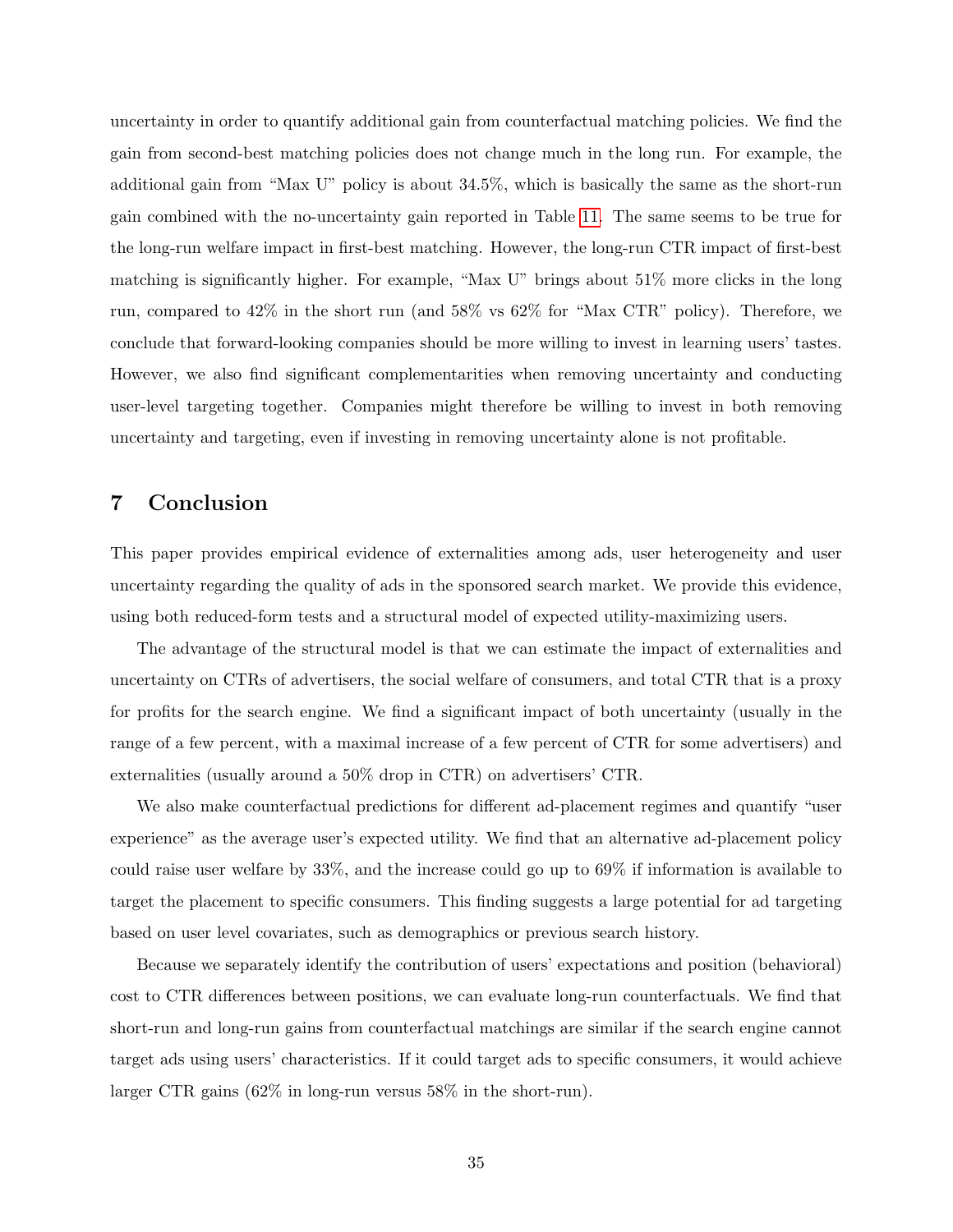uncertainty in order to quantify additional gain from counterfactual matching policies. We find the gain from second-best matching policies does not change much in the long run. For example, the additional gain from "Max U" policy is about 34.5%, which is basically the same as the short-run gain combined with the no-uncertainty gain reported in Table 11. The same seems to be true for the long-run welfare impact in first-best matching. However, the long-run CTR impact of first-best matching is significantly higher. For example, "Max U" brings about 51% more clicks in the long run, compared to 42% in the short run (and 58% vs 62% for "Max CTR" policy). Therefore, we conclude that forward-looking companies should be more willing to invest in learning users' tastes. However, we also find significant complementarities when removing uncertainty and conducting user-level targeting together. Companies might therefore be willing to invest in both removing uncertainty and targeting, even if investing in removing uncertainty alone is not profitable.

# 7 Conclusion

This paper provides empirical evidence of externalities among ads, user heterogeneity and user uncertainty regarding the quality of ads in the sponsored search market. We provide this evidence, using both reduced-form tests and a structural model of expected utility-maximizing users.

The advantage of the structural model is that we can estimate the impact of externalities and uncertainty on CTRs of advertisers, the social welfare of consumers, and total CTR that is a proxy for profits for the search engine. We find a significant impact of both uncertainty (usually in the range of a few percent, with a maximal increase of a few percent of CTR for some advertisers) and externalities (usually around a 50% drop in CTR) on advertisers' CTR.

We also make counterfactual predictions for different ad-placement regimes and quantify "user experience" as the average user's expected utility. We find that an alternative ad-placement policy could raise user welfare by 33%, and the increase could go up to 69% if information is available to target the placement to specific consumers. This finding suggests a large potential for ad targeting based on user level covariates, such as demographics or previous search history.

Because we separately identify the contribution of users' expectations and position (behavioral) cost to CTR differences between positions, we can evaluate long-run counterfactuals. We find that short-run and long-run gains from counterfactual matchings are similar if the search engine cannot target ads using users' characteristics. If it could target ads to specific consumers, it would achieve larger CTR gains (62% in long-run versus 58% in the short-run).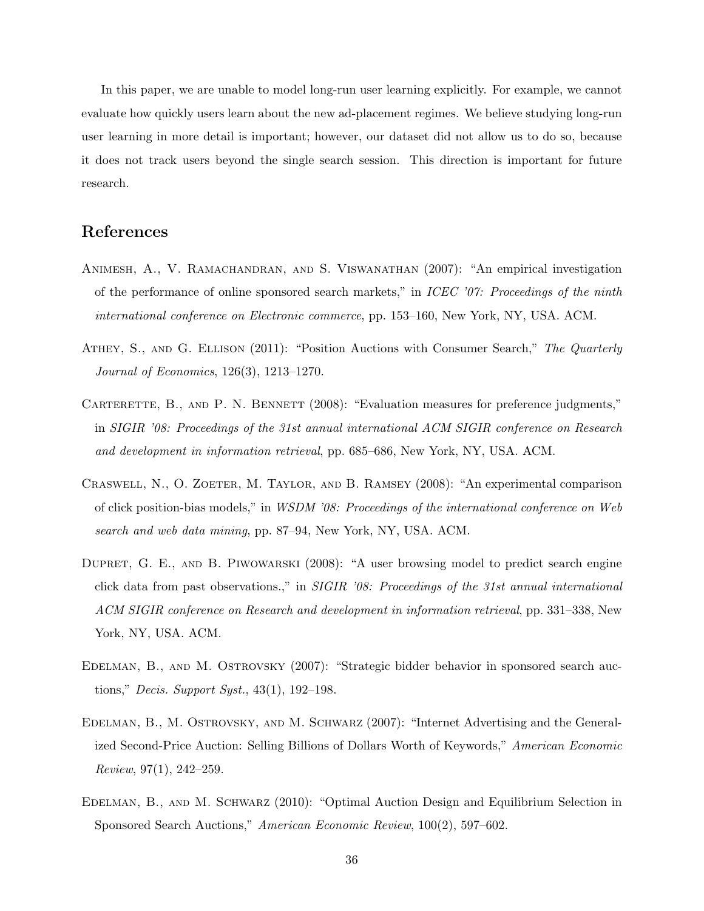In this paper, we are unable to model long-run user learning explicitly. For example, we cannot evaluate how quickly users learn about the new ad-placement regimes. We believe studying long-run user learning in more detail is important; however, our dataset did not allow us to do so, because it does not track users beyond the single search session. This direction is important for future research.

## References

Animesh, A., V. Ramachandran, and S. Viswanathan (2007): "An empirical investigation of the performance of online sponsored search markets," in *ICEC '07: Proceedings of the ninth international conference on Electronic commerce*, pp. 153–160, New York, NY, USA. ACM.

Athey, S., and G. Ellison (2011): "Position Auctions with Consumer Search," *The Quarterly Journal of Economics*, 126(3), 1213–1270.

Carterette, B., and P. N. Bennett (2008): "Evaluation measures for preference judgments," in *SIGIR '08: Proceedings of the 31st annual international ACM SIGIR conference on Research and development in information retrieval*, pp. 685–686, New York, NY, USA. ACM.

Craswell, N., O. Zoeter, M. Taylor, and B. Ramsey (2008): "An experimental comparison of click position-bias models," in *WSDM '08: Proceedings of the international conference on Web search and web data mining*, pp. 87–94, New York, NY, USA. ACM.

Dupret, G. E., and B. Piwowarski (2008): "A user browsing model to predict search engine click data from past observations.," in *SIGIR '08: Proceedings of the 31st annual international ACM SIGIR conference on Research and development in information retrieval*, pp. 331–338, New York, NY, USA. ACM.

Edelman, B., and M. Ostrovsky (2007): "Strategic bidder behavior in sponsored search auctions," *Decis. Support Syst.*, 43(1), 192–198.

Edelman, B., M. Ostrovsky, and M. Schwarz (2007): "Internet Advertising and the Generalized Second-Price Auction: Selling Billions of Dollars Worth of Keywords," *American Economic Review*, 97(1), 242–259.

Edelman, B., and M. Schwarz (2010): "Optimal Auction Design and Equilibrium Selection in Sponsored Search Auctions," *American Economic Review*, 100(2), 597–602.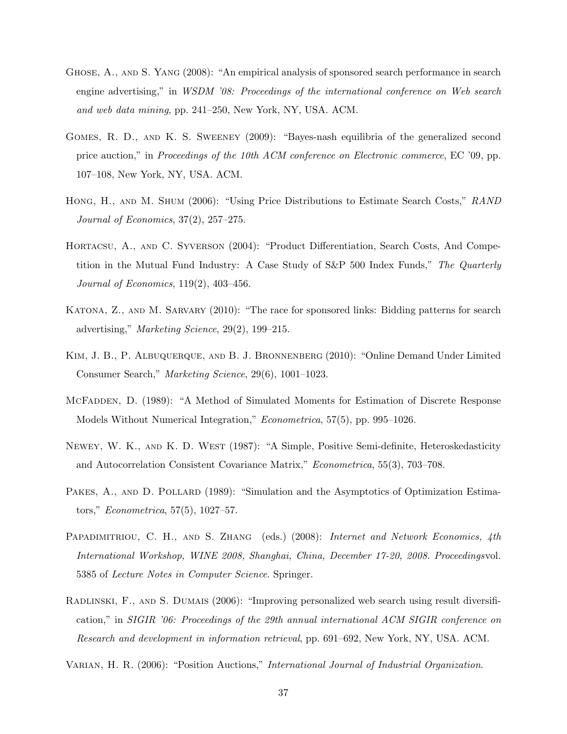Ghose, A., and S. Yang (2008): "An empirical analysis of sponsored search performance in search engine advertising," in *WSDM '08: Proceedings of the international conference on Web search and web data mining*, pp. 241–250, New York, NY, USA. ACM.

Gomes, R. D., and K. S. Sweeney (2009): "Bayes-nash equilibria of the generalized second price auction," in *Proceedings of the 10th ACM conference on Electronic commerce*, EC '09, pp. 107–108, New York, NY, USA. ACM.

Hong, H., and M. Shum (2006): "Using Price Distributions to Estimate Search Costs," *RAND Journal of Economics*, 37(2), 257–275.

Hortacsu, A., and C. Syverson (2004): "Product Differentiation, Search Costs, And Competition in the Mutual Fund Industry: A Case Study of S&P 500 Index Funds," *The Quarterly Journal of Economics*, 119(2), 403–456.

Katona, Z., and M. Sarvary (2010): "The race for sponsored links: Bidding patterns for search advertising," *Marketing Science*, 29(2), 199–215.

Kim, J. B., P. Albuquerque, and B. J. Bronnenberg (2010): "Online Demand Under Limited Consumer Search," *Marketing Science*, 29(6), 1001–1023.

McFadden, D. (1989): "A Method of Simulated Moments for Estimation of Discrete Response Models Without Numerical Integration," *Econometrica*, 57(5), pp. 995–1026.

Newey, W. K., and K. D. West (1987): "A Simple, Positive Semi-definite, Heteroskedasticity and Autocorrelation Consistent Covariance Matrix," *Econometrica*, 55(3), 703–708.

Pakes, A., and D. Pollard (1989): "Simulation and the Asymptotics of Optimization Estimators," *Econometrica*, 57(5), 1027–57.

Papadimitriou, C. H., and S. Zhang (eds.) (2008): *Internet and Network Economics, 4th International Workshop, WINE 2008, Shanghai, China, December 17-20, 2008. Proceedings*vol. 5385 of *Lecture Notes in Computer Science*. Springer.

Radlinski, F., and S. Dumais (2006): "Improving personalized web search using result diversification," in *SIGIR '06: Proceedings of the 29th annual international ACM SIGIR conference on Research and development in information retrieval*, pp. 691–692, New York, NY, USA. ACM.

Varian, H. R. (2006): "Position Auctions," *International Journal of Industrial Organization*.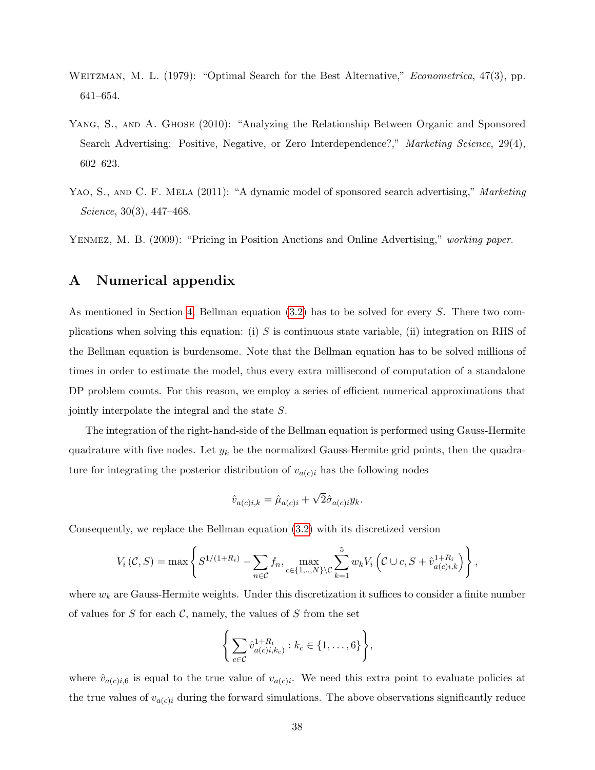Weitzman, M. L. (1979): "Optimal Search for the Best Alternative," *Econometrica*, 47(3), pp. 641–654.

Yang, S., and A. Ghose (2010): "Analyzing the Relationship Between Organic and Sponsored Search Advertising: Positive, Negative, or Zero Interdependence?," *Marketing Science*, 29(4), 602–623.

Yao, S., and C. F. Mela (2011): "A dynamic model of sponsored search advertising," *Marketing Science*, 30(3), 447–468.

Yenmez, M. B. (2009): "Pricing in Position Auctions and Online Advertising," *working paper*.

## A Numerical appendix

As mentioned in Section 4, Bellman equation (3.2) has to be solved for every $S$. There two complications when solving this equation: (i) $S$ is continuous state variable, (ii) integration on RHS of the Bellman equation is burdensome. Note that the Bellman equation has to be solved millions of times in order to estimate the model, thus every extra millisecond of computation of a standalone DP problem counts. For this reason, we employ a series of efficient numerical approximations that jointly interpolate the integral and the state $S$.

The integration of the right-hand-side of the Bellman equation is performed using Gauss-Hermite quadrature with five nodes. Let $y_k$ be the normalized Gauss-Hermite grid points, then the quadrature for integrating the posterior distribution of $v_{a(c)i}$ has the following nodes

$$\hat{v}_{a(c)i,k} = \hat{\mu}_{a(c)i} + \sqrt{2}\hat{\sigma}_{a(c)i} y_k.$$

Consequently, we replace the Bellman equation (3.2) with its discretized version

$$V_i(\mathcal{C}, S) = \max\left\{ S^{1/(1+R_i)} - \sum_{n \in \mathcal{C}} f_n, \max_{c \in \{1,..,N\} \setminus \mathcal{C}} \sum_{k=1}^{5} w_k V_i\left(\mathcal{C} \cup c, S + \hat{v}_{a(c)i,k}^{1+R_i}\right) \right\},$$

where $w_k$ are Gauss-Hermite weights. Under this discretization it suffices to consider a finite number of values for $S$ for each $\mathcal{C}$, namely, the values of $S$ from the set

$$\left\{ \sum_{c \in \mathcal{C}} \hat{v}_{a(c)i,k_c)}^{1+R_i} : k_c \in \{1, \ldots, 6\} \right\},$$

where $\hat{v}_{a(c)i,6}$ is equal to the true value of $v_{a(c)i}$. We need this extra point to evaluate policies at the true values of $v_{a(c)i}$ during the forward simulations. The above observations significantly reduce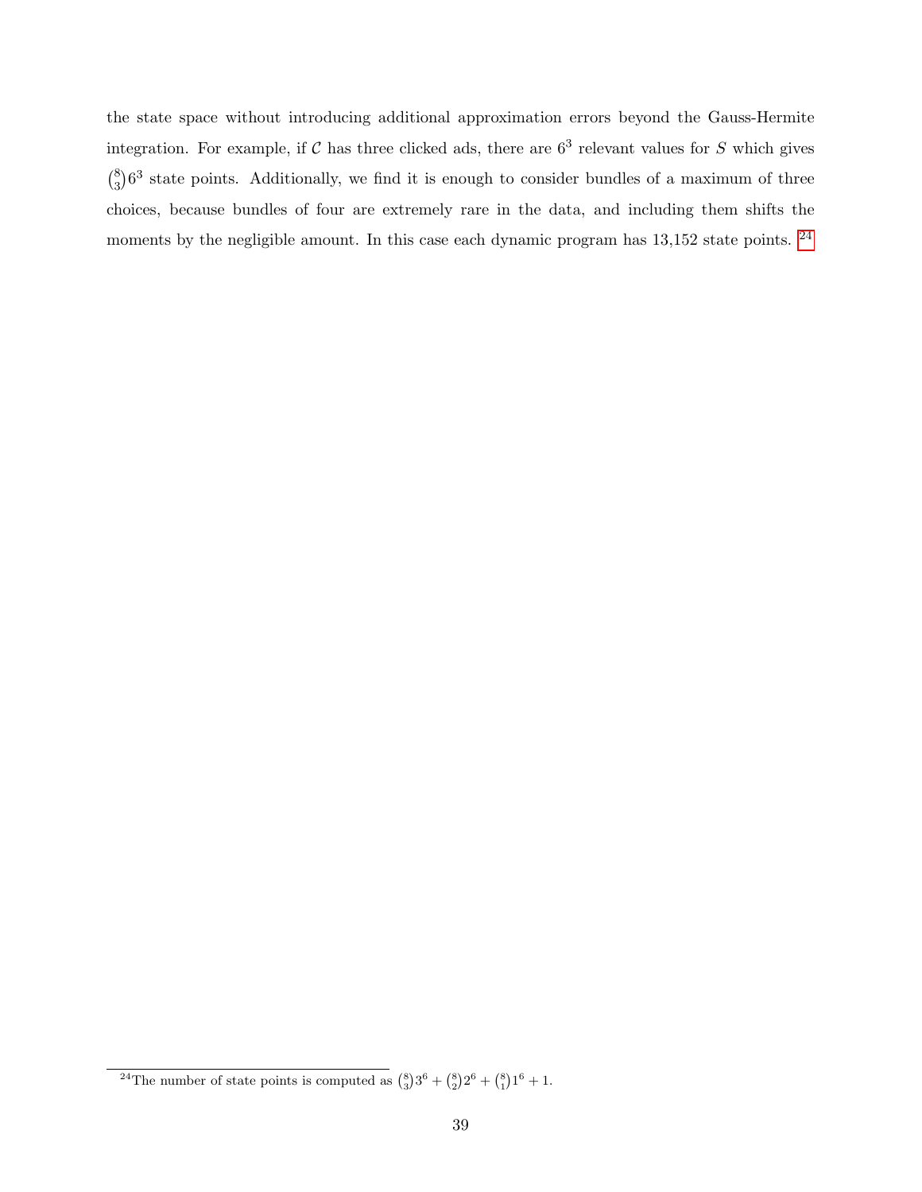the state space without introducing additional approximation errors beyond the Gauss-Hermite integration. For example, if $\mathcal{C}$ has three clicked ads, there are $6^3$ relevant values for $S$ which gives $\binom{8}{3}6^3$ state points. Additionally, we find it is enough to consider bundles of a maximum of three choices, because bundles of four are extremely rare in the data, and including them shifts the moments by the negligible amount. In this case each dynamic program has 13,152 state points. [24]

[24] The number of state points is computed as $\binom{8}{3}3^6 + \binom{8}{2}2^6 + \binom{8}{1}1^6 + 1$.